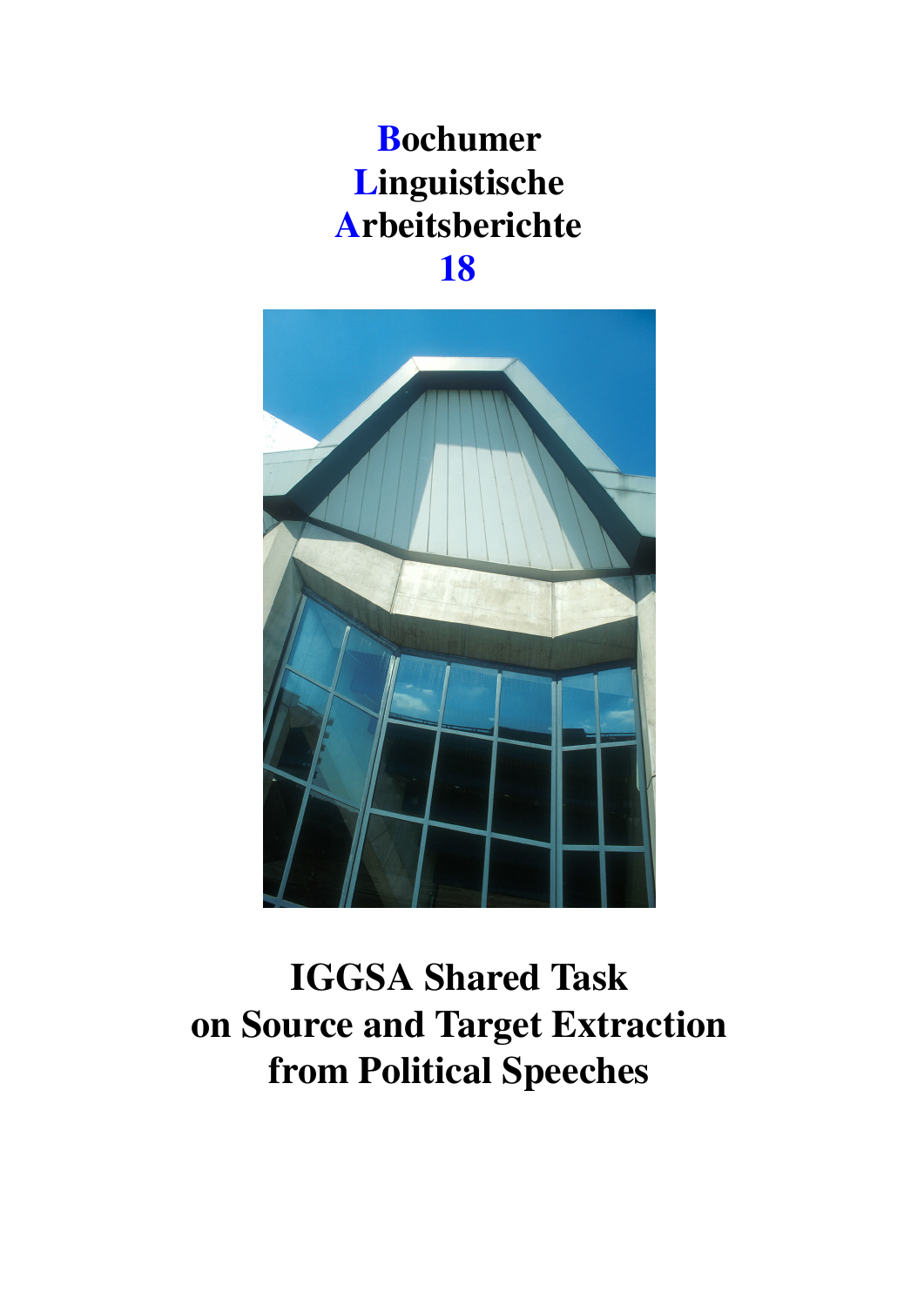# Bochumer Linguistische Arbeitsberichte 18

# IGGSA Shared Task on Source and Target Extraction from Political Speeches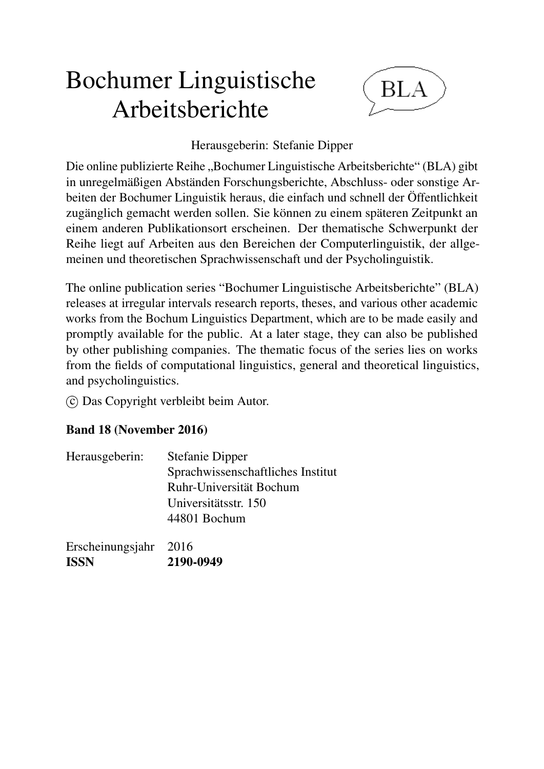# Bochumer Linguistische Arbeitsberichte

BLA

Herausgeberin: Stefanie Dipper

Die online publizierte Reihe „Bochumer Linguistische Arbeitsberichte“ (BLA) gibt in unregelmäßigen Abständen Forschungsberichte, Abschluss- oder sonstige Arbeiten der Bochumer Linguistik heraus, die einfach und schnell der Öffentlichkeit zugänglich gemacht werden sollen. Sie können zu einem späteren Zeitpunkt an einem anderen Publikationsort erscheinen. Der thematische Schwerpunkt der Reihe liegt auf Arbeiten aus den Bereichen der Computerlinguistik, der allgemeinen und theoretischen Sprachwissenschaft und der Psycholinguistik.

The online publication series "Bochumer Linguistische Arbeitsberichte" (BLA) releases at irregular intervals research reports, theses, and various other academic works from the Bochum Linguistics Department, which are to be made easily and promptly available for the public. At a later stage, they can also be published by other publishing companies. The thematic focus of the series lies on works from the fields of computational linguistics, general and theoretical linguistics, and psycholinguistics.

© Das Copyright verbleibt beim Autor.

**Band 18 (November 2016)**

| | |
|---|---|
| Herausgeberin: | Stefanie Dipper<br>Sprachwissenschaftliches Institut<br>Ruhr-Universität Bochum<br>Universitätsstr. 150<br>44801 Bochum |
| Erscheinungsjahr | 2016 |
| **ISSN** | **2190-0949** |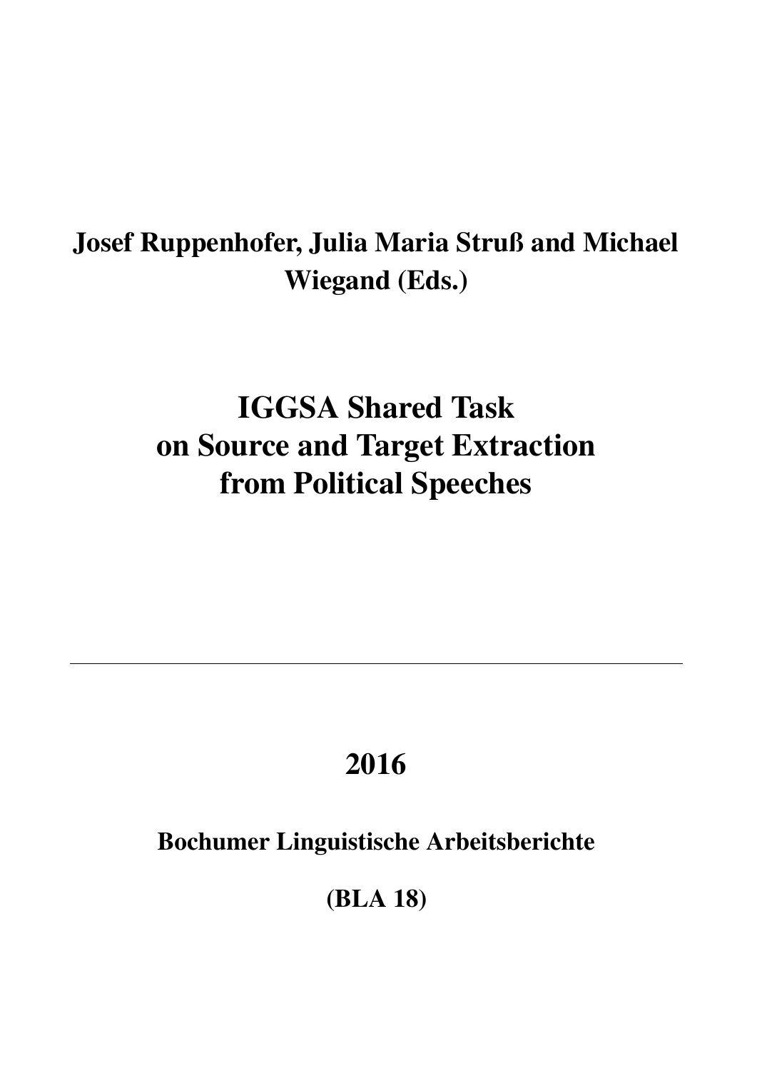**Josef Ruppenhofer, Julia Maria Struß and Michael Wiegand (Eds.)**

# IGGSA Shared Task on Source and Target Extraction from Political Speeches

---

## 2016

**Bochumer Linguistische Arbeitsberichte**

**(BLA 18)**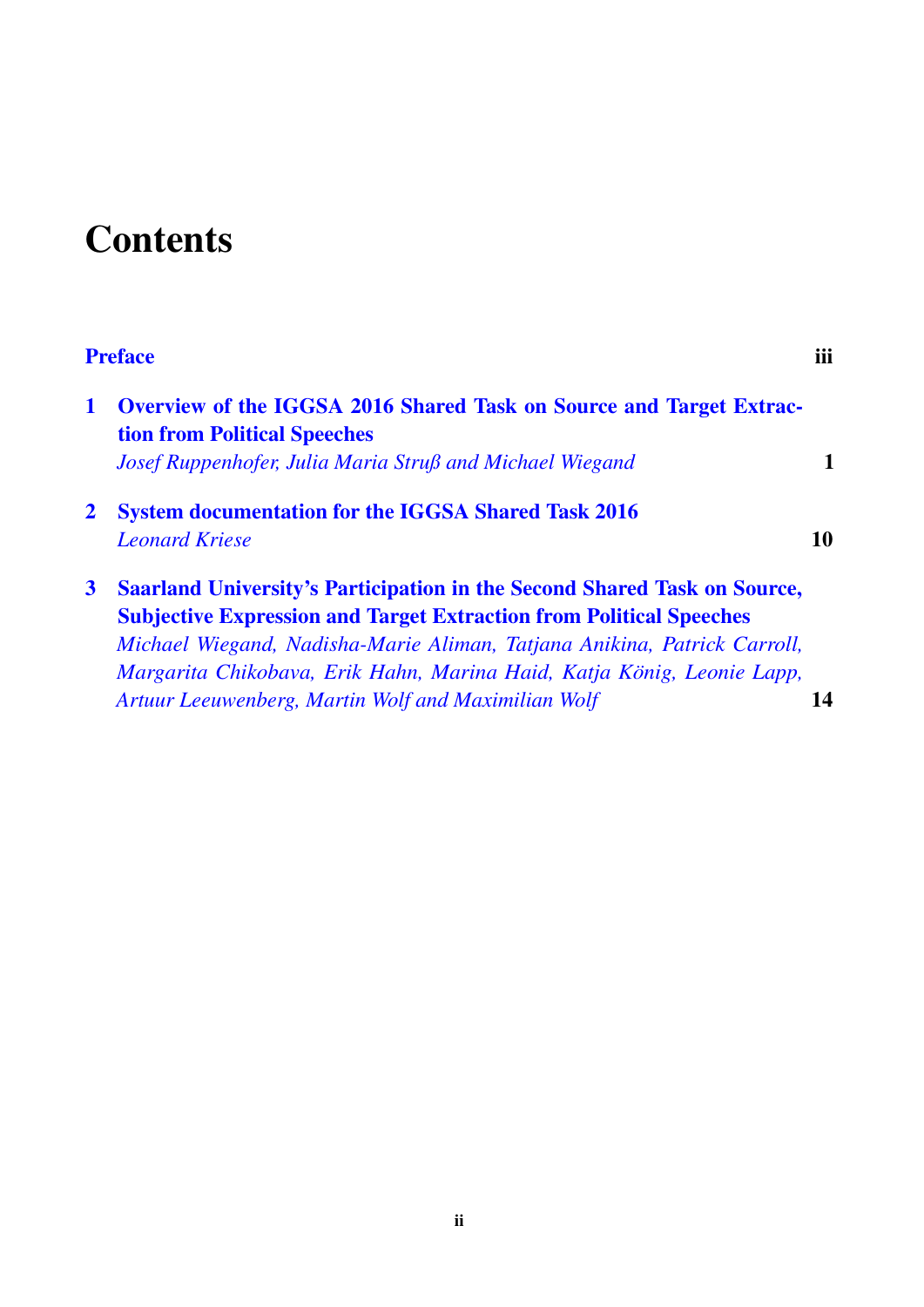# Contents

**Preface** **iii**

**1 Overview of the IGGSA 2016 Shared Task on Source and Target Extraction from Political Speeches**
*Josef Ruppenhofer, Julia Maria Struß and Michael Wiegand* **1**

**2 System documentation for the IGGSA Shared Task 2016**
*Leonard Kriese* **10**

**3 Saarland University's Participation in the Second Shared Task on Source, Subjective Expression and Target Extraction from Political Speeches**
*Michael Wiegand, Nadisha-Marie Aliman, Tatjana Anikina, Patrick Carroll, Margarita Chikobava, Erik Hahn, Marina Haid, Katja König, Leonie Lapp, Artuur Leeuwenberg, Martin Wolf and Maximilian Wolf* **14**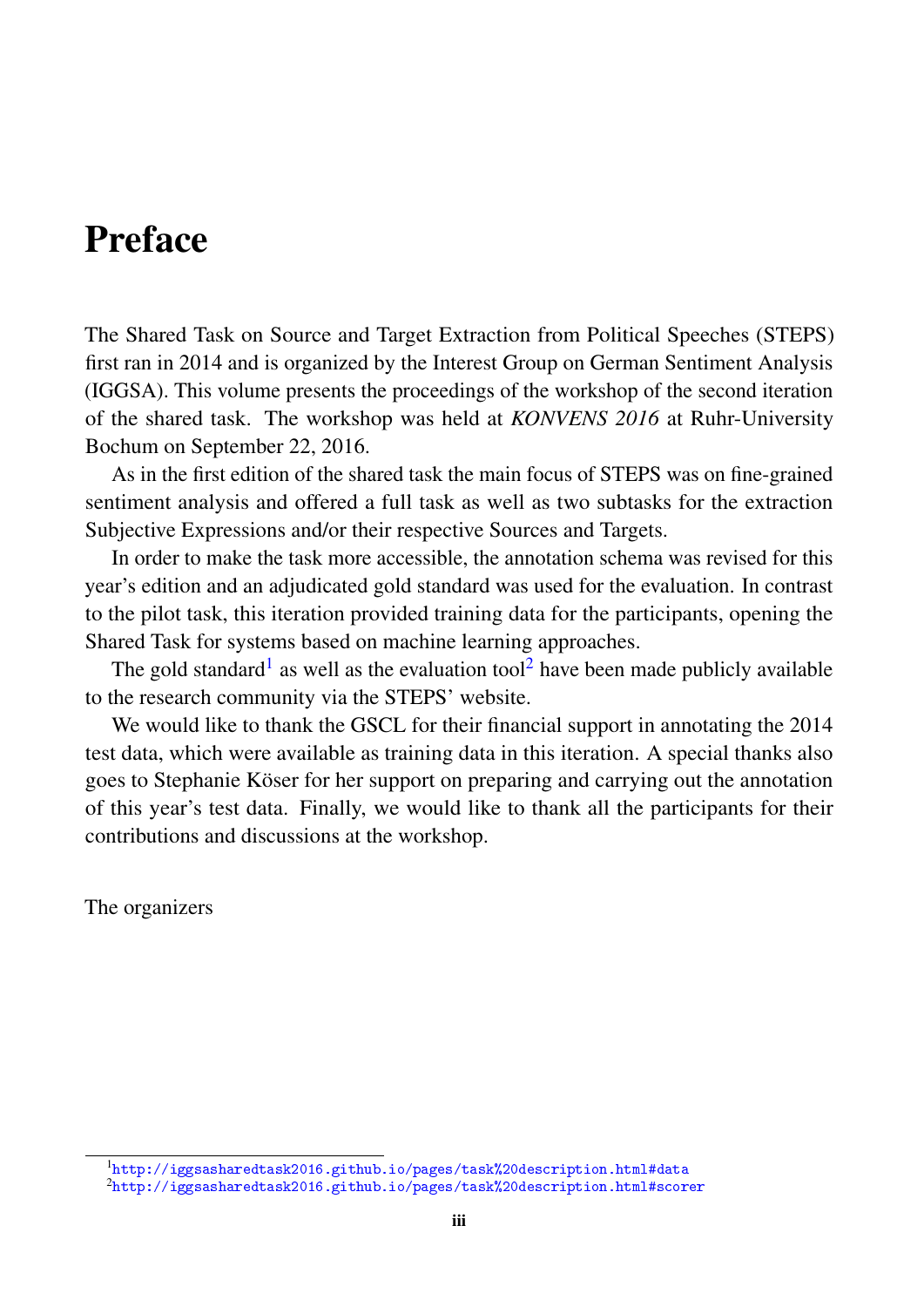# Preface

The Shared Task on Source and Target Extraction from Political Speeches (STEPS) first ran in 2014 and is organized by the Interest Group on German Sentiment Analysis (IGGSA). This volume presents the proceedings of the workshop of the second iteration of the shared task. The workshop was held at *KONVENS 2016* at Ruhr-University Bochum on September 22, 2016.

As in the first edition of the shared task the main focus of STEPS was on fine-grained sentiment analysis and offered a full task as well as two subtasks for the extraction Subjective Expressions and/or their respective Sources and Targets.

In order to make the task more accessible, the annotation schema was revised for this year's edition and an adjudicated gold standard was used for the evaluation. In contrast to the pilot task, this iteration provided training data for the participants, opening the Shared Task for systems based on machine learning approaches.

The gold standard[1] as well as the evaluation tool[2] have been made publicly available to the research community via the STEPS' website.

We would like to thank the GSCL for their financial support in annotating the 2014 test data, which were available as training data in this iteration. A special thanks also goes to Stephanie Köser for her support on preparing and carrying out the annotation of this year's test data. Finally, we would like to thank all the participants for their contributions and discussions at the workshop.

The organizers

[1] http://iggsasharedtask2016.github.io/pages/task%20description.html#data

[2] http://iggsasharedtask2016.github.io/pages/task%20description.html#scorer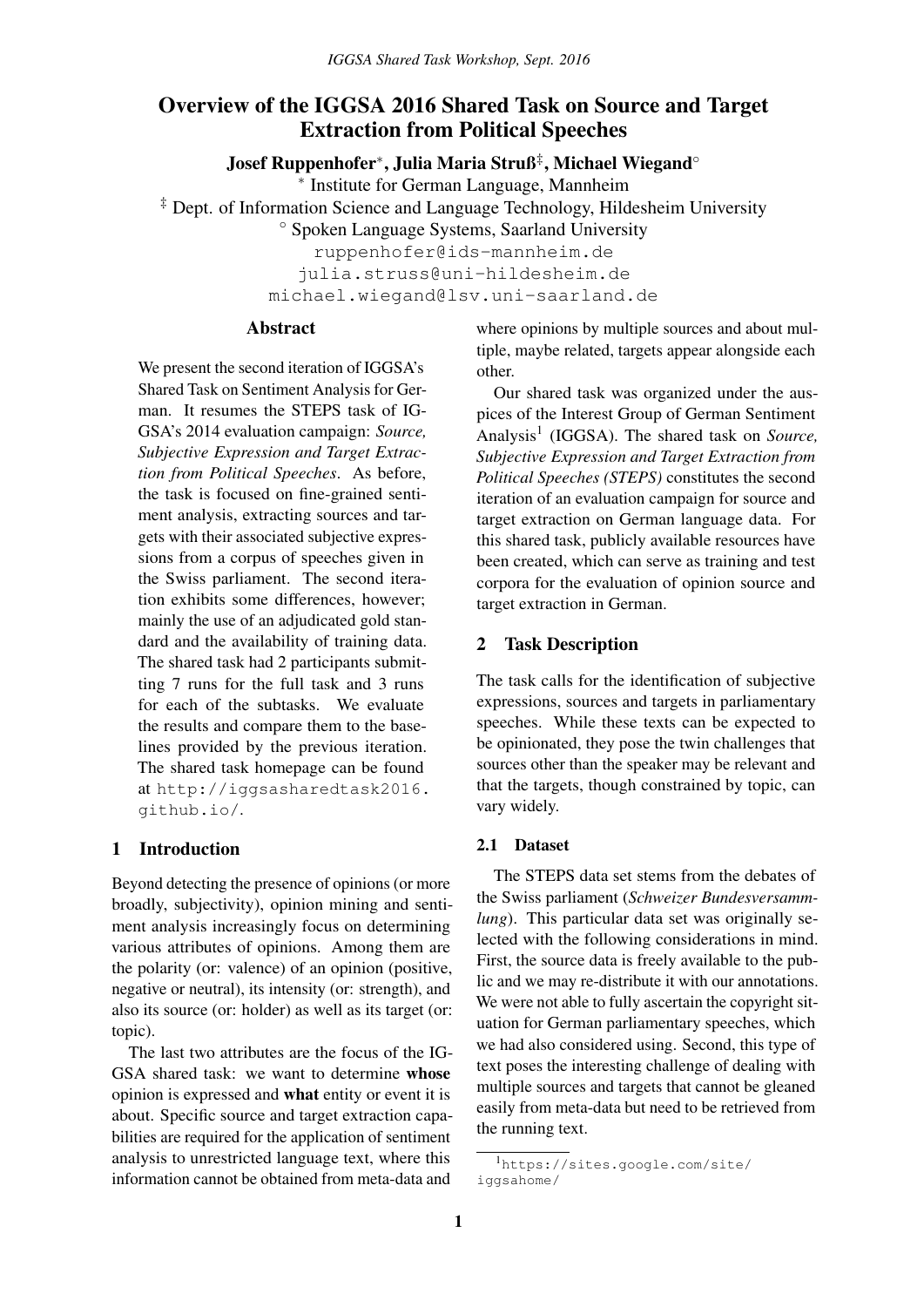# Overview of the IGGSA 2016 Shared Task on Source and Target Extraction from Political Speeches

**Josef Ruppenhofer***, **Julia Maria Struß**[‡], **Michael Wiegand**[◦]

* Institute for German Language, Mannheim

[‡] Dept. of Information Science and Language Technology, Hildesheim University

[◦] Spoken Language Systems, Saarland University

ruppenhofer@ids-mannheim.de
julia.struss@uni-hildesheim.de
michael.wiegand@lsv.uni-saarland.de

## Abstract

We present the second iteration of IGGSA's Shared Task on Sentiment Analysis for German. It resumes the STEPS task of IGGSA's 2014 evaluation campaign: *Source, Subjective Expression and Target Extraction from Political Speeches*. As before, the task is focused on fine-grained sentiment analysis, extracting sources and targets with their associated subjective expressions from a corpus of speeches given in the Swiss parliament. The second iteration exhibits some differences, however; mainly the use of an adjudicated gold standard and the availability of training data. The shared task had 2 participants submitting 7 runs for the full task and 3 runs for each of the subtasks. We evaluate the results and compare them to the baselines provided by the previous iteration. The shared task homepage can be found at http://iggsasharedtask2016.github.io/.

## 1 Introduction

Beyond detecting the presence of opinions (or more broadly, subjectivity), opinion mining and sentiment analysis increasingly focus on determining various attributes of opinions. Among them are the polarity (or: valence) of an opinion (positive, negative or neutral), its intensity (or: strength), and also its source (or: holder) as well as its target (or: topic).

The last two attributes are the focus of the IGGSA shared task: we want to determine **whose** opinion is expressed and **what** entity or event it is about. Specific source and target extraction capabilities are required for the application of sentiment analysis to unrestricted language text, where this information cannot be obtained from meta-data and where opinions by multiple sources and about multiple, maybe related, targets appear alongside each other.

Our shared task was organized under the auspices of the Interest Group of German Sentiment Analysis[1] (IGGSA). The shared task on *Source, Subjective Expression and Target Extraction from Political Speeches (STEPS)* constitutes the second iteration of an evaluation campaign for source and target extraction on German language data. For this shared task, publicly available resources have been created, which can serve as training and test corpora for the evaluation of opinion source and target extraction in German.

## 2 Task Description

The task calls for the identification of subjective expressions, sources and targets in parliamentary speeches. While these texts can be expected to be opinionated, they pose the twin challenges that sources other than the speaker may be relevant and that the targets, though constrained by topic, can vary widely.

### 2.1 Dataset

The STEPS data set stems from the debates of the Swiss parliament (*Schweizer Bundesversammlung*). This particular data set was originally selected with the following considerations in mind. First, the source data is freely available to the public and we may re-distribute it with our annotations. We were not able to fully ascertain the copyright situation for German parliamentary speeches, which we had also considered using. Second, this type of text poses the interesting challenge of dealing with multiple sources and targets that cannot be gleaned easily from meta-data but need to be retrieved from the running text.

[1] https://sites.google.com/site/iggsahome/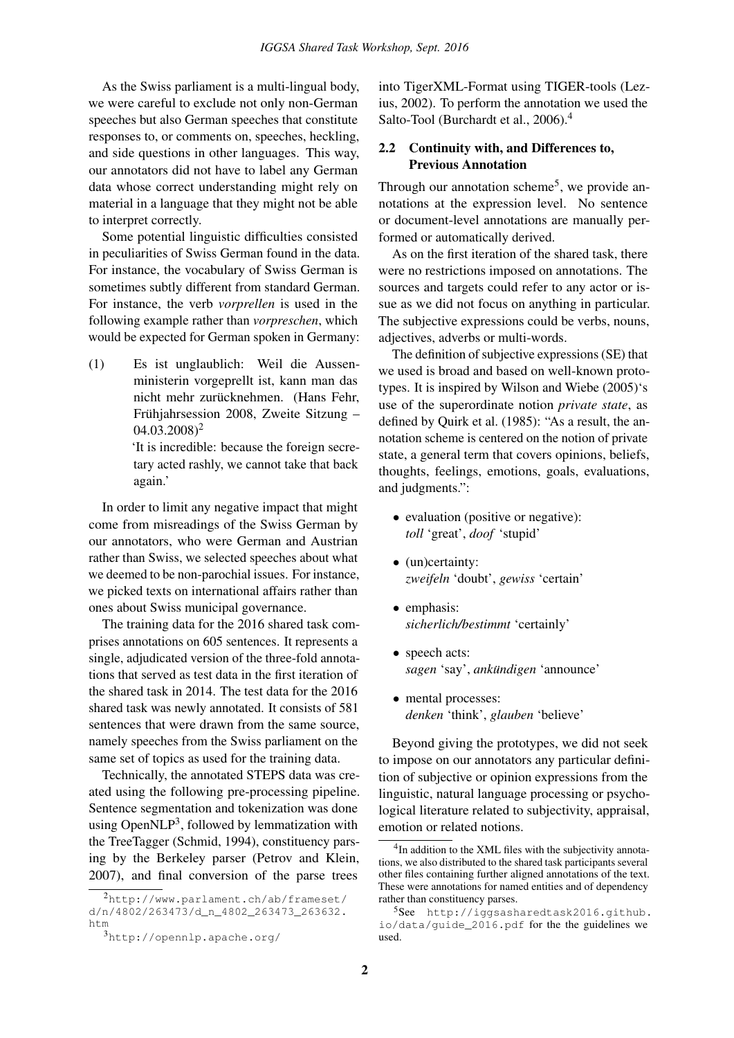As the Swiss parliament is a multi-lingual body, we were careful to exclude not only non-German speeches but also German speeches that constitute responses to, or comments on, speeches, heckling, and side questions in other languages. This way, our annotators did not have to label any German data whose correct understanding might rely on material in a language that they might not be able to interpret correctly.

Some potential linguistic difficulties consisted in peculiarities of Swiss German found in the data. For instance, the vocabulary of Swiss German is sometimes subtly different from standard German. For instance, the verb *vorprellen* is used in the following example rather than *vorpreschen*, which would be expected for German spoken in Germany:

(1) Es ist unglaublich: Weil die Aussenministerin vorgeprellt ist, kann man das nicht mehr zurücknehmen. (Hans Fehr, Frühjahrsession 2008, Zweite Sitzung – 04.03.2008)[2]
'It is incredible: because the foreign secretary acted rashly, we cannot take that back again.'

In order to limit any negative impact that might come from misreadings of the Swiss German by our annotators, who were German and Austrian rather than Swiss, we selected speeches about what we deemed to be non-parochial issues. For instance, we picked texts on international affairs rather than ones about Swiss municipal governance.

The training data for the 2016 shared task comprises annotations on 605 sentences. It represents a single, adjudicated version of the three-fold annotations that served as test data in the first iteration of the shared task in 2014. The test data for the 2016 shared task was newly annotated. It consists of 581 sentences that were drawn from the same source, namely speeches from the Swiss parliament on the same set of topics as used for the training data.

Technically, the annotated STEPS data was created using the following pre-processing pipeline. Sentence segmentation and tokenization was done using OpenNLP[3], followed by lemmatization with the TreeTagger (Schmid, 1994), constituency parsing by the Berkeley parser (Petrov and Klein, 2007), and final conversion of the parse trees into TigerXML-Format using TIGER-tools (Lezius, 2002). To perform the annotation we used the Salto-Tool (Burchardt et al., 2006).[4]

## 2.2 Continuity with, and Differences to, Previous Annotation

Through our annotation scheme[5], we provide annotations at the expression level. No sentence or document-level annotations are manually performed or automatically derived.

As on the first iteration of the shared task, there were no restrictions imposed on annotations. The sources and targets could refer to any actor or issue as we did not focus on anything in particular. The subjective expressions could be verbs, nouns, adjectives, adverbs or multi-words.

The definition of subjective expressions (SE) that we used is broad and based on well-known prototypes. It is inspired by Wilson and Wiebe (2005)'s use of the superordinate notion *private state*, as defined by Quirk et al. (1985): "As a result, the annotation scheme is centered on the notion of private state, a general term that covers opinions, beliefs, thoughts, feelings, emotions, goals, evaluations, and judgments.":

- evaluation (positive or negative):
  *toll* 'great', *doof* 'stupid'
- (un)certainty:
  *zweifeln* 'doubt', *gewiss* 'certain'
- emphasis:
  *sicherlich/bestimmt* 'certainly'
- speech acts:
  *sagen* 'say', *ankündigen* 'announce'
- mental processes:
  *denken* 'think', *glauben* 'believe'

Beyond giving the prototypes, we did not seek to impose on our annotators any particular definition of subjective or opinion expressions from the linguistic, natural language processing or psychological literature related to subjectivity, appraisal, emotion or related notions.

[2] http://www.parlament.ch/ab/frameset/d/n/4802/263473/d_n_4802_263473_263632.htm

[3] http://opennlp.apache.org/

[4] In addition to the XML files with the subjectivity annotations, we also distributed to the shared task participants several other files containing further aligned annotations of the text. These were annotations for named entities and of dependency rather than constituency parses.

[5] See http://iggsasharedtask2016.github.io/data/guide_2016.pdf for the the guidelines we used.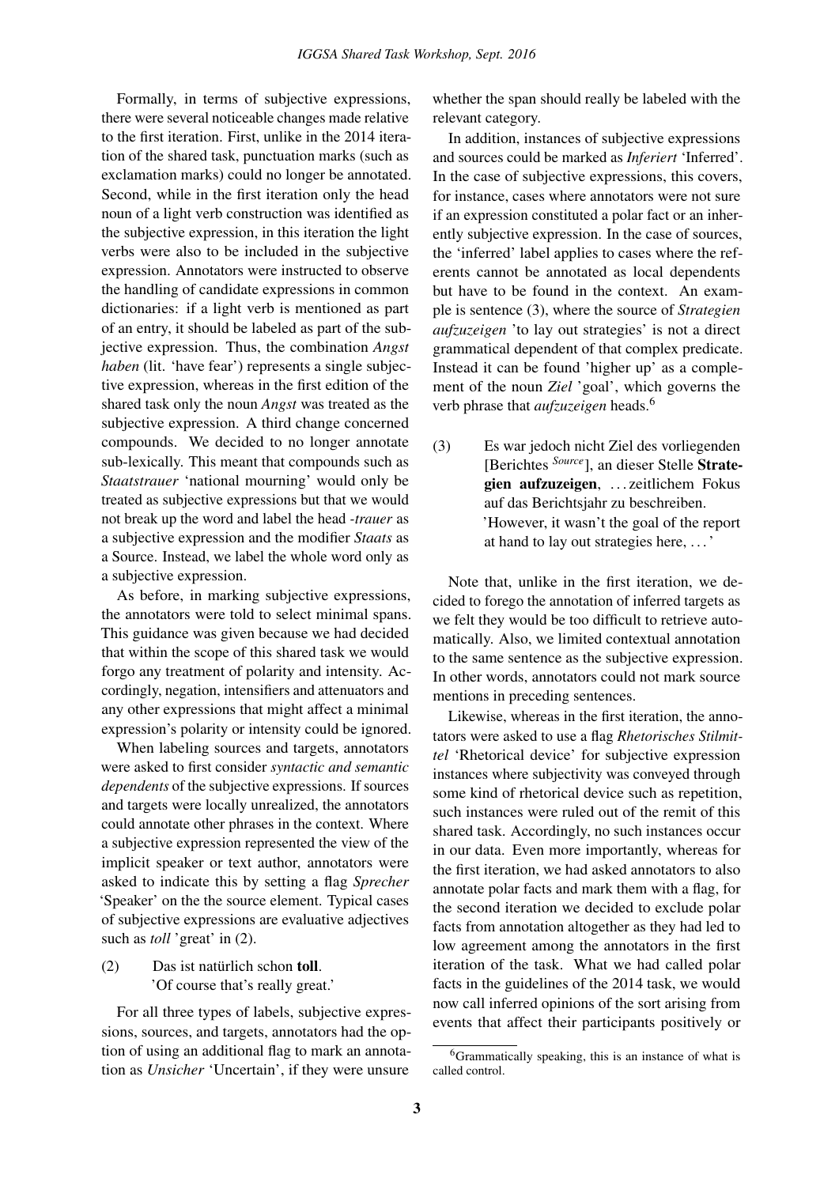Formally, in terms of subjective expressions, there were several noticeable changes made relative to the first iteration. First, unlike in the 2014 iteration of the shared task, punctuation marks (such as exclamation marks) could no longer be annotated. Second, while in the first iteration only the head noun of a light verb construction was identified as the subjective expression, in this iteration the light verbs were also to be included in the subjective expression. Annotators were instructed to observe the handling of candidate expressions in common dictionaries: if a light verb is mentioned as part of an entry, it should be labeled as part of the subjective expression. Thus, the combination *Angst haben* (lit. 'have fear') represents a single subjective expression, whereas in the first edition of the shared task only the noun *Angst* was treated as the subjective expression. A third change concerned compounds. We decided to no longer annotate sub-lexically. This meant that compounds such as *Staatstrauer* 'national mourning' would only be treated as subjective expressions but that we would not break up the word and label the head *-trauer* as a subjective expression and the modifier *Staats* as a Source. Instead, we label the whole word only as a subjective expression.

As before, in marking subjective expressions, the annotators were told to select minimal spans. This guidance was given because we had decided that within the scope of this shared task we would forgo any treatment of polarity and intensity. Accordingly, negation, intensifiers and attenuators and any other expressions that might affect a minimal expression's polarity or intensity could be ignored.

When labeling sources and targets, annotators were asked to first consider *syntactic and semantic dependents* of the subjective expressions. If sources and targets were locally unrealized, the annotators could annotate other phrases in the context. Where a subjective expression represented the view of the implicit speaker or text author, annotators were asked to indicate this by setting a flag *Sprecher* 'Speaker' on the the source element. Typical cases of subjective expressions are evaluative adjectives such as *toll* 'great' in (2).

(2) Das ist natürlich schon **toll**.
'Of course that's really great.'

For all three types of labels, subjective expressions, sources, and targets, annotators had the option of using an additional flag to mark an annotation as *Unsicher* 'Uncertain', if they were unsure whether the span should really be labeled with the relevant category.

In addition, instances of subjective expressions and sources could be marked as *Inferiert* 'Inferred'. In the case of subjective expressions, this covers, for instance, cases where annotators were not sure if an expression constituted a polar fact or an inherently subjective expression. In the case of sources, the 'inferred' label applies to cases where the referents cannot be annotated as local dependents but have to be found in the context. An example is sentence (3), where the source of *Strategien aufzuzeigen* 'to lay out strategies' is not a direct grammatical dependent of that complex predicate. Instead it can be found 'higher up' as a complement of the noun *Ziel* 'goal', which governs the verb phrase that *aufzuzeigen* heads.[6]

(3) Es war jedoch nicht Ziel des vorliegenden [Berichtes *Source*], an dieser Stelle **Strategien aufzuzeigen**, ... zeitlichem Fokus auf das Berichtsjahr zu beschreiben.
'However, it wasn't the goal of the report at hand to lay out strategies here, ... '

Note that, unlike in the first iteration, we decided to forego the annotation of inferred targets as we felt they would be too difficult to retrieve automatically. Also, we limited contextual annotation to the same sentence as the subjective expression. In other words, annotators could not mark source mentions in preceding sentences.

Likewise, whereas in the first iteration, the annotators were asked to use a flag *Rhetorisches Stilmittel* 'Rhetorical device' for subjective expression instances where subjectivity was conveyed through some kind of rhetorical device such as repetition, such instances were ruled out of the remit of this shared task. Accordingly, no such instances occur in our data. Even more importantly, whereas for the first iteration, we had asked annotators to also annotate polar facts and mark them with a flag, for the second iteration we decided to exclude polar facts from annotation altogether as they had led to low agreement among the annotators in the first iteration of the task. What we had called polar facts in the guidelines of the 2014 task, we would now call inferred opinions of the sort arising from events that affect their participants positively or

[6] Grammatically speaking, this is an instance of what is called control.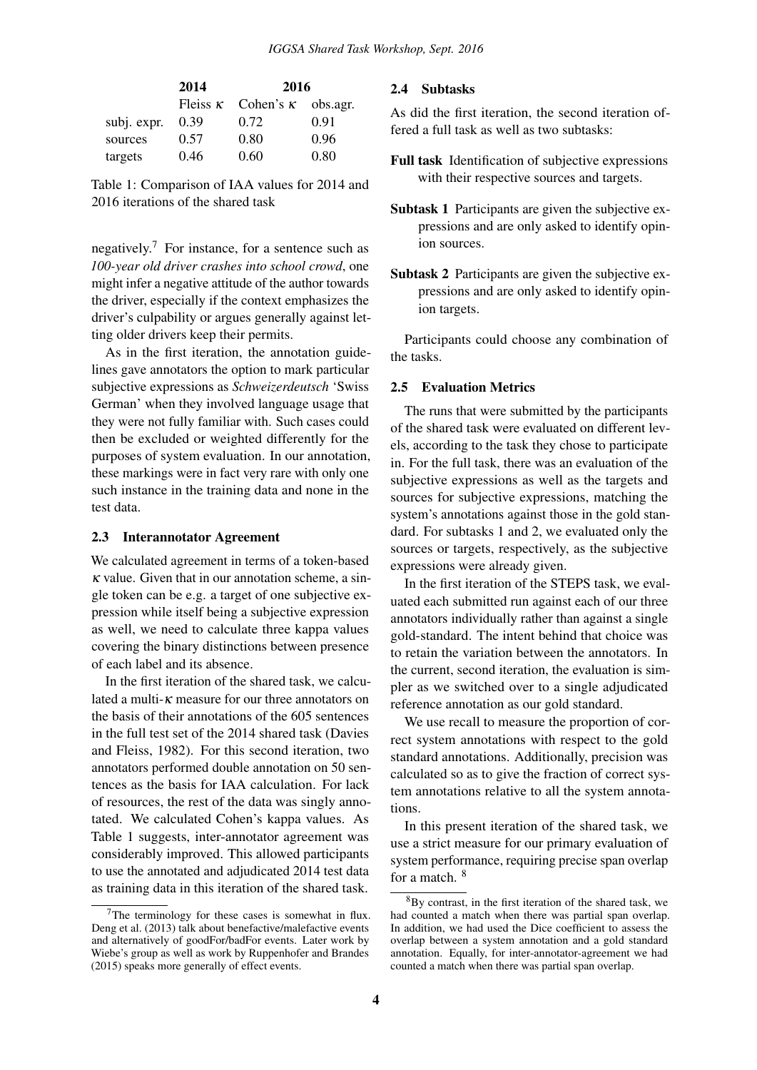|  | 2014 | 2016 |  |
|---|---|---|---|
|  | Fleiss $\kappa$ | Cohen's $\kappa$ | obs.agr. |
| subj. expr. | 0.39 | 0.72 | 0.91 |
| sources | 0.57 | 0.80 | 0.96 |
| targets | 0.46 | 0.60 | 0.80 |

Table 1: Comparison of IAA values for 2014 and 2016 iterations of the shared task

negatively.[7] For instance, for a sentence such as *100-year old driver crashes into school crowd*, one might infer a negative attitude of the author towards the driver, especially if the context emphasizes the driver's culpability or argues generally against letting older drivers keep their permits.

As in the first iteration, the annotation guidelines gave annotators the option to mark particular subjective expressions as *Schweizerdeutsch* 'Swiss German' when they involved language usage that they were not fully familiar with. Such cases could then be excluded or weighted differently for the purposes of system evaluation. In our annotation, these markings were in fact very rare with only one such instance in the training data and none in the test data.

### 2.3 Interannotator Agreement

We calculated agreement in terms of a token-based $\kappa$ value. Given that in our annotation scheme, a single token can be e.g. a target of one subjective expression while itself being a subjective expression as well, we need to calculate three kappa values covering the binary distinctions between presence of each label and its absence.

In the first iteration of the shared task, we calculated a multi-$\kappa$ measure for our three annotators on the basis of their annotations of the 605 sentences in the full test set of the 2014 shared task (Davies and Fleiss, 1982). For this second iteration, two annotators performed double annotation on 50 sentences as the basis for IAA calculation. For lack of resources, the rest of the data was singly annotated. We calculated Cohen's kappa values. As Table 1 suggests, inter-annotator agreement was considerably improved. This allowed participants to use the annotated and adjudicated 2014 test data as training data in this iteration of the shared task.

### 2.4 Subtasks

As did the first iteration, the second iteration offered a full task as well as two subtasks:

**Full task** Identification of subjective expressions with their respective sources and targets.

**Subtask 1** Participants are given the subjective expressions and are only asked to identify opinion sources.

**Subtask 2** Participants are given the subjective expressions and are only asked to identify opinion targets.

Participants could choose any combination of the tasks.

### 2.5 Evaluation Metrics

The runs that were submitted by the participants of the shared task were evaluated on different levels, according to the task they chose to participate in. For the full task, there was an evaluation of the subjective expressions as well as the targets and sources for subjective expressions, matching the system's annotations against those in the gold standard. For subtasks 1 and 2, we evaluated only the sources or targets, respectively, as the subjective expressions were already given.

In the first iteration of the STEPS task, we evaluated each submitted run against each of our three annotators individually rather than against a single gold-standard. The intent behind that choice was to retain the variation between the annotators. In the current, second iteration, the evaluation is simpler as we switched over to a single adjudicated reference annotation as our gold standard.

We use recall to measure the proportion of correct system annotations with respect to the gold standard annotations. Additionally, precision was calculated so as to give the fraction of correct system annotations relative to all the system annotations.

In this present iteration of the shared task, we use a strict measure for our primary evaluation of system performance, requiring precise span overlap for a match. [8]

---

[7] The terminology for these cases is somewhat in flux. Deng et al. (2013) talk about benefactive/malefactive events and alternatively of goodFor/badFor events. Later work by Wiebe's group as well as work by Ruppenhofer and Brandes (2015) speaks more generally of effect events.

[8] By contrast, in the first iteration of the shared task, we had counted a match when there was partial span overlap. In addition, we had used the Dice coefficient to assess the overlap between a system annotation and a gold standard annotation. Equally, for inter-annotator-agreement we had counted a match when there was partial span overlap.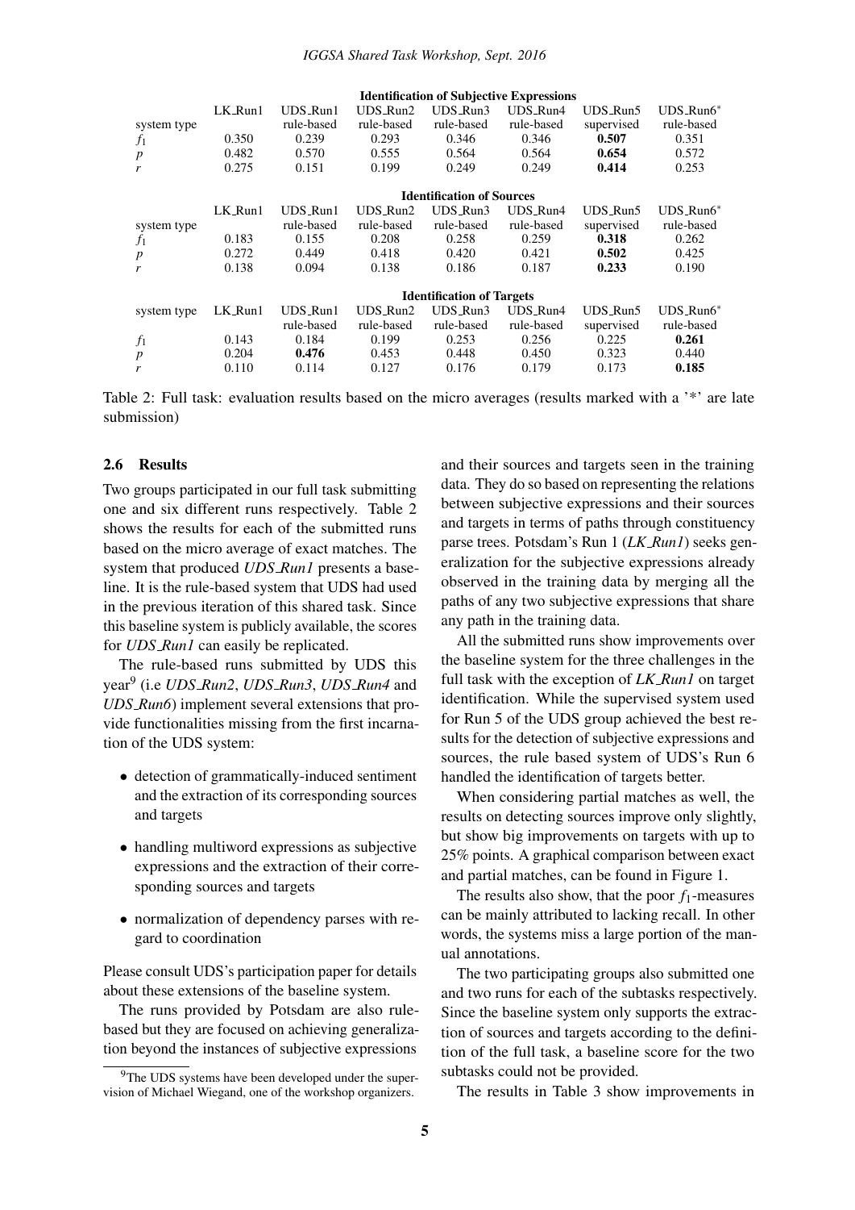| | LK_Run1 | UDS_Run1 | UDS_Run2 | UDS_Run3 | UDS_Run4 | UDS_Run5 | UDS_Run6* |
|---|---|---|---|---|---|---|---|
| **Identification of Subjective Expressions** | | | | | | | |
| system type | | rule-based | rule-based | rule-based | rule-based | supervised | rule-based |
| $f_1$ | 0.350 | 0.239 | 0.293 | 0.346 | 0.346 | **0.507** | 0.351 |
| $p$ | 0.482 | 0.570 | 0.555 | 0.564 | 0.564 | **0.654** | 0.572 |
| $r$ | 0.275 | 0.151 | 0.199 | 0.249 | 0.249 | **0.414** | 0.253 |
| **Identification of Sources** | | | | | | | |
| | LK_Run1 | UDS_Run1 | UDS_Run2 | UDS_Run3 | UDS_Run4 | UDS_Run5 | UDS_Run6* |
| system type | | rule-based | rule-based | rule-based | rule-based | supervised | rule-based |
| $f_1$ | 0.183 | 0.155 | 0.208 | 0.258 | 0.259 | **0.318** | 0.262 |
| $p$ | 0.272 | 0.449 | 0.418 | 0.420 | 0.421 | **0.502** | 0.425 |
| $r$ | 0.138 | 0.094 | 0.138 | 0.186 | 0.187 | **0.233** | 0.190 |
| **Identification of Targets** | | | | | | | |
| system type | LK_Run1 | UDS_Run1 | UDS_Run2 | UDS_Run3 | UDS_Run4 | UDS_Run5 | UDS_Run6* |
| | | rule-based | rule-based | rule-based | rule-based | supervised | rule-based |
| $f_1$ | 0.143 | 0.184 | 0.199 | 0.253 | 0.256 | 0.225 | **0.261** |
| $p$ | 0.204 | **0.476** | 0.453 | 0.448 | 0.450 | 0.323 | 0.440 |
| $r$ | 0.110 | 0.114 | 0.127 | 0.176 | 0.179 | 0.173 | **0.185** |

Table 2: Full task: evaluation results based on the micro averages (results marked with a '*' are late submission)

### 2.6 Results

Two groups participated in our full task submitting one and six different runs respectively. Table 2 shows the results for each of the submitted runs based on the micro average of exact matches. The system that produced *UDS_Run1* presents a baseline. It is the rule-based system that UDS had used in the previous iteration of this shared task. Since this baseline system is publicly available, the scores for *UDS_Run1* can easily be replicated.

The rule-based runs submitted by UDS this year[9] (i.e *UDS_Run2*, *UDS_Run3*, *UDS_Run4* and *UDS_Run6*) implement several extensions that provide functionalities missing from the first incarnation of the UDS system:

- detection of grammatically-induced sentiment and the extraction of its corresponding sources and targets
- handling multiword expressions as subjective expressions and the extraction of their corresponding sources and targets
- normalization of dependency parses with regard to coordination

Please consult UDS's participation paper for details about these extensions of the baseline system.

The runs provided by Potsdam are also rule-based but they are focused on achieving generalization beyond the instances of subjective expressions and their sources and targets seen in the training data. They do so based on representing the relations between subjective expressions and their sources and targets in terms of paths through constituency parse trees. Potsdam's Run 1 (*LK_Run1*) seeks generalization for the subjective expressions already observed in the training data by merging all the paths of any two subjective expressions that share any path in the training data.

All the submitted runs show improvements over the baseline system for the three challenges in the full task with the exception of *LK_Run1* on target identification. While the supervised system used for Run 5 of the UDS group achieved the best results for the detection of subjective expressions and sources, the rule based system of UDS's Run 6 handled the identification of targets better.

When considering partial matches as well, the results on detecting sources improve only slightly, but show big improvements on targets with up to 25% points. A graphical comparison between exact and partial matches, can be found in Figure 1.

The results also show, that the poor $f_1$-measures can be mainly attributed to lacking recall. In other words, the systems miss a large portion of the manual annotations.

The two participating groups also submitted one and two runs for each of the subtasks respectively. Since the baseline system only supports the extraction of sources and targets according to the definition of the full task, a baseline score for the two subtasks could not be provided.

The results in Table 3 show improvements in

[9]The UDS systems have been developed under the supervision of Michael Wiegand, one of the workshop organizers.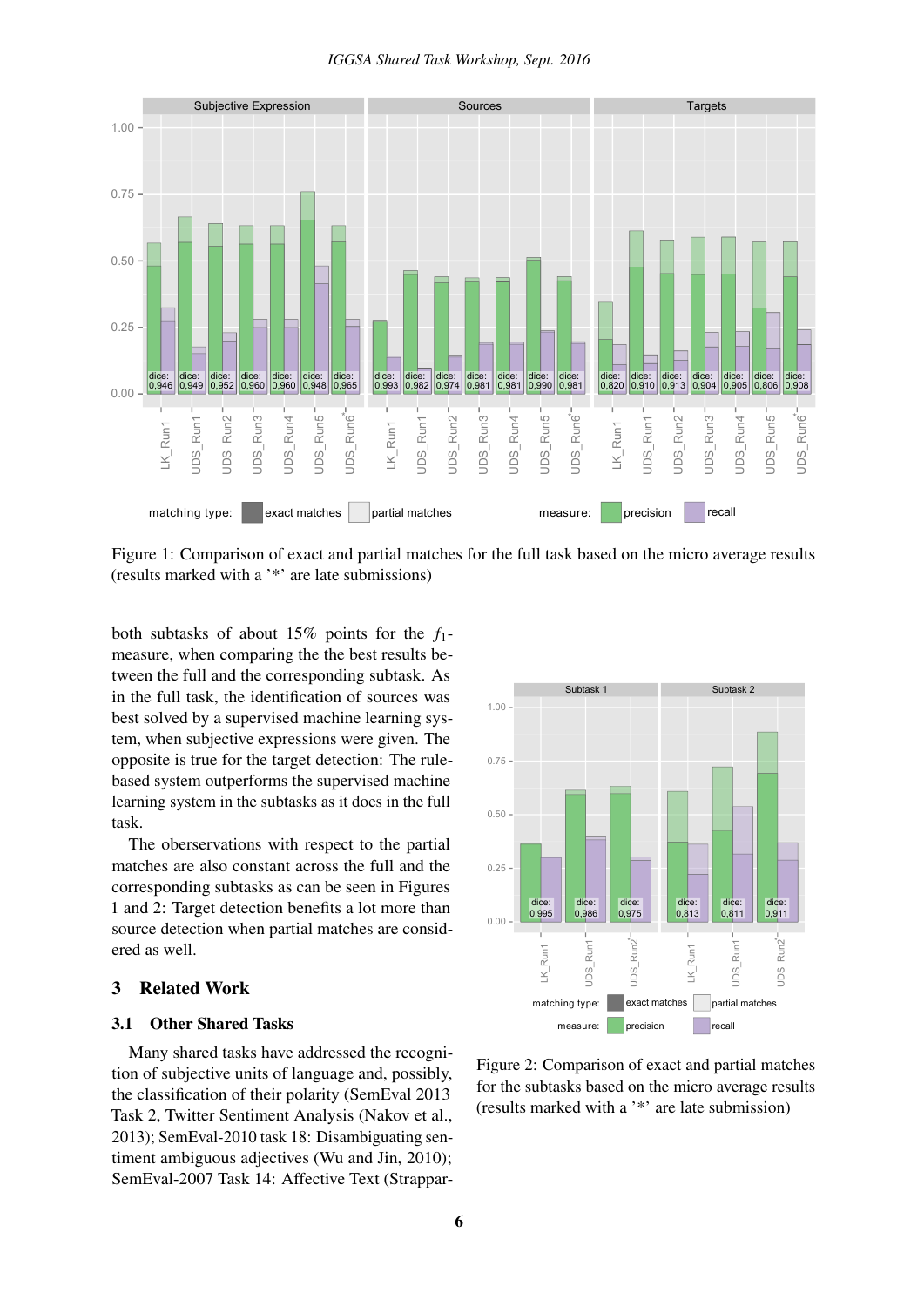Figure 1: Comparison of exact and partial matches for the full task based on the micro average results (results marked with a '*' are late submissions)

both subtasks of about 15% points for the $f_1$-measure, when comparing the the best results between the full and the corresponding subtask. As in the full task, the identification of sources was best solved by a supervised machine learning system, when subjective expressions were given. The opposite is true for the target detection: The rule-based system outperforms the supervised machine learning system in the subtasks as it does in the full task.

The oberservations with respect to the partial matches are also constant across the full and the corresponding subtasks as can be seen in Figures 1 and 2: Target detection benefits a lot more than source detection when partial matches are considered as well.

Figure 2: Comparison of exact and partial matches for the subtasks based on the micro average results (results marked with a '*' are late submission)

## 3 Related Work

### 3.1 Other Shared Tasks

Many shared tasks have addressed the recognition of subjective units of language and, possibly, the classification of their polarity (SemEval 2013 Task 2, Twitter Sentiment Analysis (Nakov et al., 2013); SemEval-2010 task 18: Disambiguating sentiment ambiguous adjectives (Wu and Jin, 2010); SemEval-2007 Task 14: Affective Text (Strappar-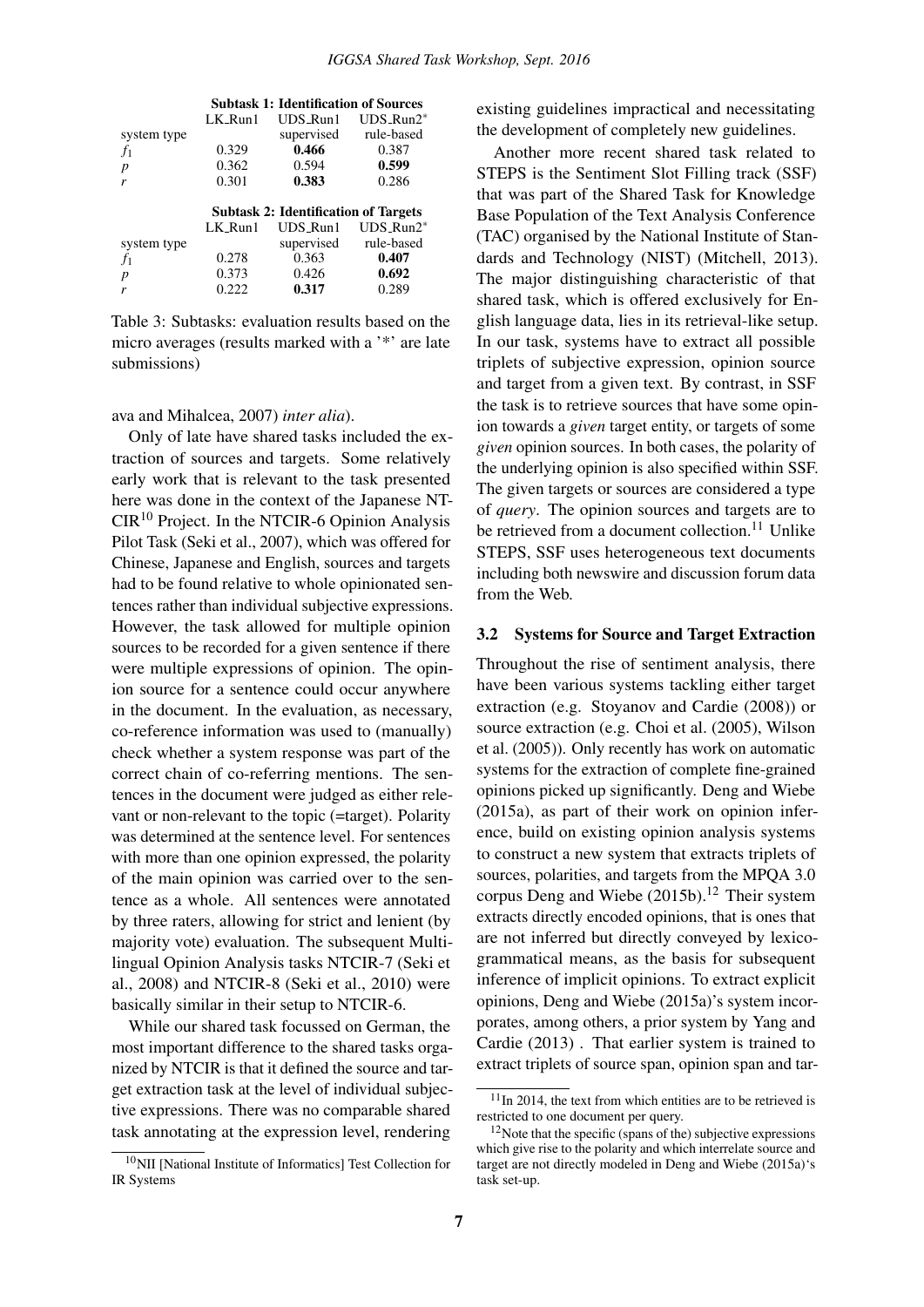**Subtask 1: Identification of Sources**

| | LK_Run1 | UDS_Run1 | UDS_Run2* |
|---|---|---|---|
| system type | | supervised | rule-based |
| $f_1$ | 0.329 | **0.466** | 0.387 |
| $p$ | 0.362 | 0.594 | **0.599** |
| $r$ | 0.301 | **0.383** | 0.286 |

**Subtask 2: Identification of Targets**

| | LK_Run1 | UDS_Run1 | UDS_Run2* |
|---|---|---|---|
| system type | | supervised | rule-based |
| $f_1$ | 0.278 | 0.363 | **0.407** |
| $p$ | 0.373 | 0.426 | **0.692** |
| $r$ | 0.222 | **0.317** | 0.289 |

Table 3: Subtasks: evaluation results based on the micro averages (results marked with a '*' are late submissions)

ava and Mihalcea, 2007) *inter alia*).

Only of late have shared tasks included the extraction of sources and targets. Some relatively early work that is relevant to the task presented here was done in the context of the Japanese NTCIR[10] Project. In the NTCIR-6 Opinion Analysis Pilot Task (Seki et al., 2007), which was offered for Chinese, Japanese and English, sources and targets had to be found relative to whole opinionated sentences rather than individual subjective expressions. However, the task allowed for multiple opinion sources to be recorded for a given sentence if there were multiple expressions of opinion. The opinion source for a sentence could occur anywhere in the document. In the evaluation, as necessary, co-reference information was used to (manually) check whether a system response was part of the correct chain of co-referring mentions. The sentences in the document were judged as either relevant or non-relevant to the topic (=target). Polarity was determined at the sentence level. For sentences with more than one opinion expressed, the polarity of the main opinion was carried over to the sentence as a whole. All sentences were annotated by three raters, allowing for strict and lenient (by majority vote) evaluation. The subsequent Multilingual Opinion Analysis tasks NTCIR-7 (Seki et al., 2008) and NTCIR-8 (Seki et al., 2010) were basically similar in their setup to NTCIR-6.

While our shared task focussed on German, the most important difference to the shared tasks organized by NTCIR is that it defined the source and target extraction task at the level of individual subjective expressions. There was no comparable shared task annotating at the expression level, rendering existing guidelines impractical and necessitating the development of completely new guidelines.

Another more recent shared task related to STEPS is the Sentiment Slot Filling track (SSF) that was part of the Shared Task for Knowledge Base Population of the Text Analysis Conference (TAC) organised by the National Institute of Standards and Technology (NIST) (Mitchell, 2013). The major distinguishing characteristic of that shared task, which is offered exclusively for English language data, lies in its retrieval-like setup. In our task, systems have to extract all possible triplets of subjective expression, opinion source and target from a given text. By contrast, in SSF the task is to retrieve sources that have some opinion towards a *given* target entity, or targets of some *given* opinion sources. In both cases, the polarity of the underlying opinion is also specified within SSF. The given targets or sources are considered a type of *query*. The opinion sources and targets are to be retrieved from a document collection.[11] Unlike STEPS, SSF uses heterogeneous text documents including both newswire and discussion forum data from the Web.

### 3.2 Systems for Source and Target Extraction

Throughout the rise of sentiment analysis, there have been various systems tackling either target extraction (e.g. Stoyanov and Cardie (2008)) or source extraction (e.g. Choi et al. (2005), Wilson et al. (2005)). Only recently has work on automatic systems for the extraction of complete fine-grained opinions picked up significantly. Deng and Wiebe (2015a), as part of their work on opinion inference, build on existing opinion analysis systems to construct a new system that extracts triplets of sources, polarities, and targets from the MPQA 3.0 corpus Deng and Wiebe (2015b).[12] Their system extracts directly encoded opinions, that is ones that are not inferred but directly conveyed by lexico-grammatical means, as the basis for subsequent inference of implicit opinions. To extract explicit opinions, Deng and Wiebe (2015a)'s system incorporates, among others, a prior system by Yang and Cardie (2013) . That earlier system is trained to extract triplets of source span, opinion span and tar-

[10] NII [National Institute of Informatics] Test Collection for IR Systems

[11] In 2014, the text from which entities are to be retrieved is restricted to one document per query.

[12] Note that the specific (spans of the) subjective expressions which give rise to the polarity and which interrelate source and target are not directly modeled in Deng and Wiebe (2015a)'s task set-up.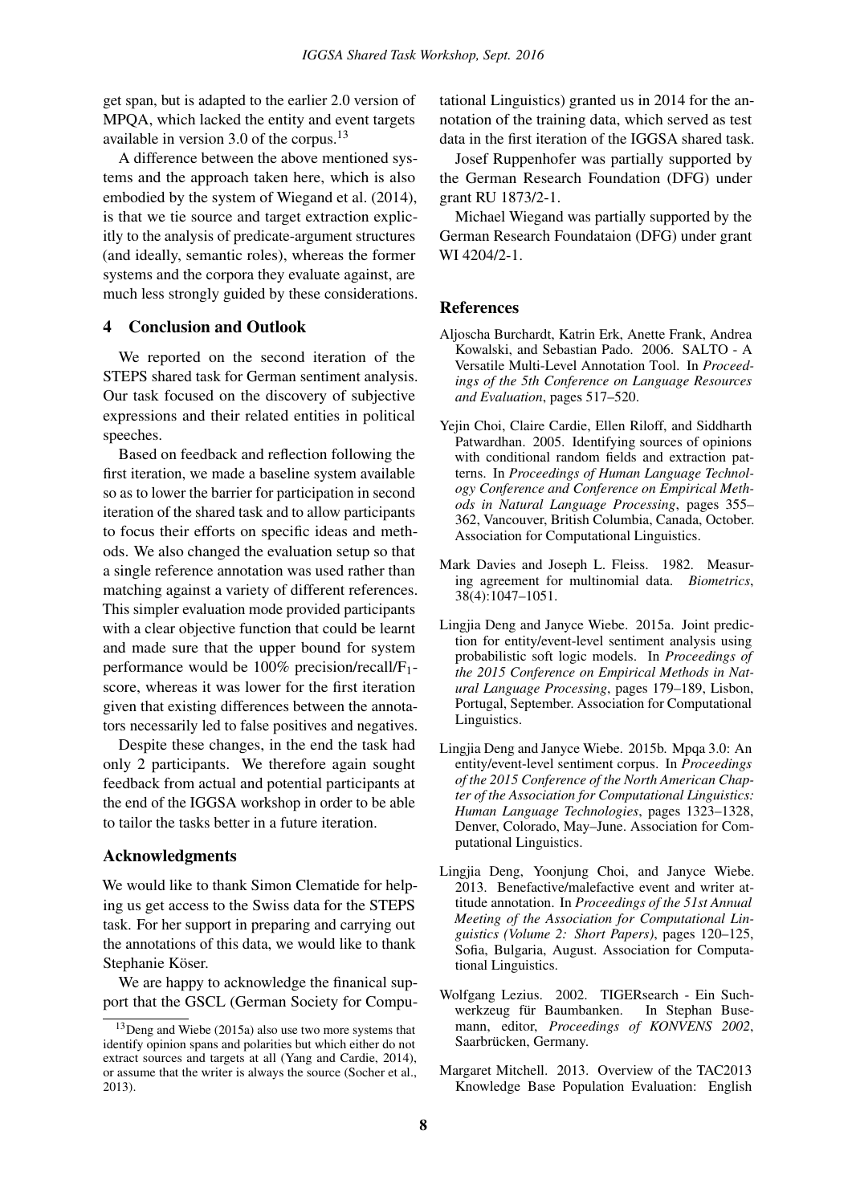get span, but is adapted to the earlier 2.0 version of MPQA, which lacked the entity and event targets available in version 3.0 of the corpus.[13]

A difference between the above mentioned systems and the approach taken here, which is also embodied by the system of Wiegand et al. (2014), is that we tie source and target extraction explicitly to the analysis of predicate-argument structures (and ideally, semantic roles), whereas the former systems and the corpora they evaluate against, are much less strongly guided by these considerations.

## 4 Conclusion and Outlook

We reported on the second iteration of the STEPS shared task for German sentiment analysis. Our task focused on the discovery of subjective expressions and their related entities in political speeches.

Based on feedback and reflection following the first iteration, we made a baseline system available so as to lower the barrier for participation in second iteration of the shared task and to allow participants to focus their efforts on specific ideas and methods. We also changed the evaluation setup so that a single reference annotation was used rather than matching against a variety of different references. This simpler evaluation mode provided participants with a clear objective function that could be learnt and made sure that the upper bound for system performance would be 100% precision/recall/$F_1$-score, whereas it was lower for the first iteration given that existing differences between the annotators necessarily led to false positives and negatives.

Despite these changes, in the end the task had only 2 participants. We therefore again sought feedback from actual and potential participants at the end of the IGGSA workshop in order to be able to tailor the tasks better in a future iteration.

## Acknowledgments

We would like to thank Simon Clematide for helping us get access to the Swiss data for the STEPS task. For her support in preparing and carrying out the annotations of this data, we would like to thank Stephanie Köser.

We are happy to acknowledge the finanical support that the GSCL (German Society for Computational Linguistics) granted us in 2014 for the annotation of the training data, which served as test data in the first iteration of the IGGSA shared task.

Josef Ruppenhofer was partially supported by the German Research Foundation (DFG) under grant RU 1873/2-1.

Michael Wiegand was partially supported by the German Research Foundataion (DFG) under grant WI 4204/2-1.

[13] Deng and Wiebe (2015a) also use two more systems that identify opinion spans and polarities but which either do not extract sources and targets at all (Yang and Cardie, 2014), or assume that the writer is always the source (Socher et al., 2013).

## References

Aljoscha Burchardt, Katrin Erk, Anette Frank, Andrea Kowalski, and Sebastian Pado. 2006. SALTO - A Versatile Multi-Level Annotation Tool. In *Proceedings of the 5th Conference on Language Resources and Evaluation*, pages 517–520.

Yejin Choi, Claire Cardie, Ellen Riloff, and Siddharth Patwardhan. 2005. Identifying sources of opinions with conditional random fields and extraction patterns. In *Proceedings of Human Language Technology Conference and Conference on Empirical Methods in Natural Language Processing*, pages 355–362, Vancouver, British Columbia, Canada, October. Association for Computational Linguistics.

Mark Davies and Joseph L. Fleiss. 1982. Measuring agreement for multinomial data. *Biometrics*, 38(4):1047–1051.

Lingjia Deng and Janyce Wiebe. 2015a. Joint prediction for entity/event-level sentiment analysis using probabilistic soft logic models. In *Proceedings of the 2015 Conference on Empirical Methods in Natural Language Processing*, pages 179–189, Lisbon, Portugal, September. Association for Computational Linguistics.

Lingjia Deng and Janyce Wiebe. 2015b. Mpqa 3.0: An entity/event-level sentiment corpus. In *Proceedings of the 2015 Conference of the North American Chapter of the Association for Computational Linguistics: Human Language Technologies*, pages 1323–1328, Denver, Colorado, May–June. Association for Computational Linguistics.

Lingjia Deng, Yoonjung Choi, and Janyce Wiebe. 2013. Benefactive/malefactive event and writer attitude annotation. In *Proceedings of the 51st Annual Meeting of the Association for Computational Linguistics (Volume 2: Short Papers)*, pages 120–125, Sofia, Bulgaria, August. Association for Computational Linguistics.

Wolfgang Lezius. 2002. TIGERsearch - Ein Suchwerkzeug für Baumbanken. In Stephan Busemann, editor, *Proceedings of KONVENS 2002*, Saarbrücken, Germany.

Margaret Mitchell. 2013. Overview of the TAC2013 Knowledge Base Population Evaluation: English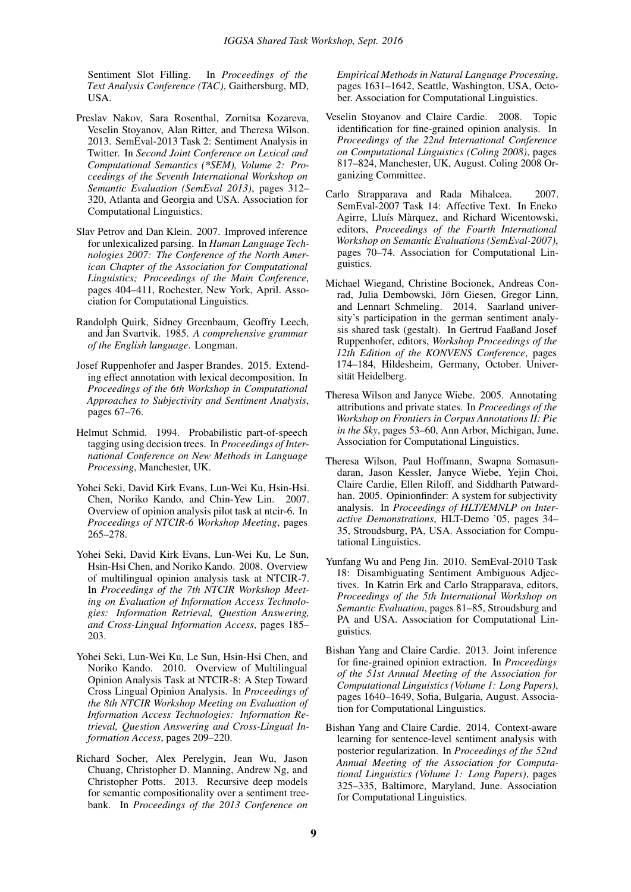Sentiment Slot Filling. In *Proceedings of the Text Analysis Conference (TAC)*, Gaithersburg, MD, USA.

Preslav Nakov, Sara Rosenthal, Zornitsa Kozareva, Veselin Stoyanov, Alan Ritter, and Theresa Wilson. 2013. SemEval-2013 Task 2: Sentiment Analysis in Twitter. In *Second Joint Conference on Lexical and Computational Semantics (*SEM), Volume 2: Proceedings of the Seventh International Workshop on Semantic Evaluation (SemEval 2013)*, pages 312–320, Atlanta and Georgia and USA. Association for Computational Linguistics.

Slav Petrov and Dan Klein. 2007. Improved inference for unlexicalized parsing. In *Human Language Technologies 2007: The Conference of the North American Chapter of the Association for Computational Linguistics; Proceedings of the Main Conference*, pages 404–411, Rochester, New York, April. Association for Computational Linguistics.

Randolph Quirk, Sidney Greenbaum, Geoffry Leech, and Jan Svartvik. 1985. *A comprehensive grammar of the English language*. Longman.

Josef Ruppenhofer and Jasper Brandes. 2015. Extending effect annotation with lexical decomposition. In *Proceedings of the 6th Workshop in Computational Approaches to Subjectivity and Sentiment Analysis*, pages 67–76.

Helmut Schmid. 1994. Probabilistic part-of-speech tagging using decision trees. In *Proceedings of International Conference on New Methods in Language Processing*, Manchester, UK.

Yohei Seki, David Kirk Evans, Lun-Wei Ku, Hsin-Hsi. Chen, Noriko Kando, and Chin-Yew Lin. 2007. Overview of opinion analysis pilot task at ntcir-6. In *Proceedings of NTCIR-6 Workshop Meeting*, pages 265–278.

Yohei Seki, David Kirk Evans, Lun-Wei Ku, Le Sun, Hsin-Hsi Chen, and Noriko Kando. 2008. Overview of multilingual opinion analysis task at NTCIR-7. In *Proceedings of the 7th NTCIR Workshop Meeting on Evaluation of Information Access Technologies: Information Retrieval, Question Answering, and Cross-Lingual Information Access*, pages 185–203.

Yohei Seki, Lun-Wei Ku, Le Sun, Hsin-Hsi Chen, and Noriko Kando. 2010. Overview of Multilingual Opinion Analysis Task at NTCIR-8: A Step Toward Cross Lingual Opinion Analysis. In *Proceedings of the 8th NTCIR Workshop Meeting on Evaluation of Information Access Technologies: Information Retrieval, Question Answering and Cross-Lingual Information Access*, pages 209–220.

Richard Socher, Alex Perelygin, Jean Wu, Jason Chuang, Christopher D. Manning, Andrew Ng, and Christopher Potts. 2013. Recursive deep models for semantic compositionality over a sentiment treebank. In *Proceedings of the 2013 Conference on Empirical Methods in Natural Language Processing*, pages 1631–1642, Seattle, Washington, USA, October. Association for Computational Linguistics.

Veselin Stoyanov and Claire Cardie. 2008. Topic identification for fine-grained opinion analysis. In *Proceedings of the 22nd International Conference on Computational Linguistics (Coling 2008)*, pages 817–824, Manchester, UK, August. Coling 2008 Organizing Committee.

Carlo Strapparava and Rada Mihalcea. 2007. SemEval-2007 Task 14: Affective Text. In Eneko Agirre, Lluís Màrquez, and Richard Wicentowski, editors, *Proceedings of the Fourth International Workshop on Semantic Evaluations (SemEval-2007)*, pages 70–74. Association for Computational Linguistics.

Michael Wiegand, Christine Bocionek, Andreas Conrad, Julia Dembowski, Jörn Giesen, Gregor Linn, and Lennart Schmeling. 2014. Saarland university's participation in the german sentiment analysis shared task (gestalt). In Gertrud Faaßand Josef Ruppenhofer, editors, *Workshop Proceedings of the 12th Edition of the KONVENS Conference*, pages 174–184, Hildesheim, Germany, October. Universität Heidelberg.

Theresa Wilson and Janyce Wiebe. 2005. Annotating attributions and private states. In *Proceedings of the Workshop on Frontiers in Corpus Annotations II: Pie in the Sky*, pages 53–60, Ann Arbor, Michigan, June. Association for Computational Linguistics.

Theresa Wilson, Paul Hoffmann, Swapna Somasundaran, Jason Kessler, Janyce Wiebe, Yejin Choi, Claire Cardie, Ellen Riloff, and Siddharth Patwardhan. 2005. Opinionfinder: A system for subjectivity analysis. In *Proceedings of HLT/EMNLP on Interactive Demonstrations*, HLT-Demo '05, pages 34–35, Stroudsburg, PA, USA. Association for Computational Linguistics.

Yunfang Wu and Peng Jin. 2010. SemEval-2010 Task 18: Disambiguating Sentiment Ambiguous Adjectives. In Katrin Erk and Carlo Strapparava, editors, *Proceedings of the 5th International Workshop on Semantic Evaluation*, pages 81–85, Stroudsburg and PA and USA. Association for Computational Linguistics.

Bishan Yang and Claire Cardie. 2013. Joint inference for fine-grained opinion extraction. In *Proceedings of the 51st Annual Meeting of the Association for Computational Linguistics (Volume 1: Long Papers)*, pages 1640–1649, Sofia, Bulgaria, August. Association for Computational Linguistics.

Bishan Yang and Claire Cardie. 2014. Context-aware learning for sentence-level sentiment analysis with posterior regularization. In *Proceedings of the 52nd Annual Meeting of the Association for Computational Linguistics (Volume 1: Long Papers)*, pages 325–335, Baltimore, Maryland, June. Association for Computational Linguistics.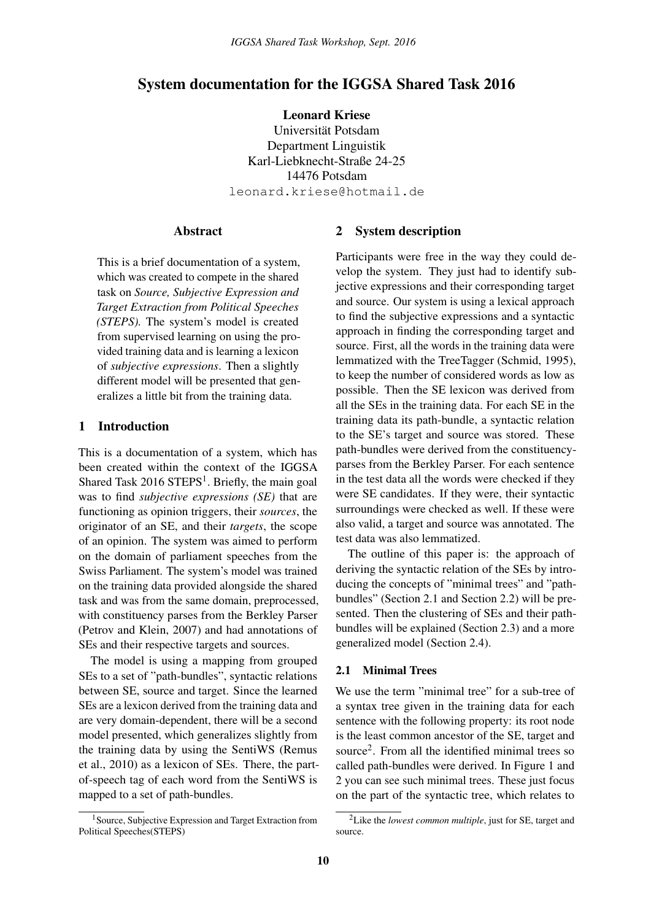# System documentation for the IGGSA Shared Task 2016

**Leonard Kriese**
Universität Potsdam
Department Linguistik
Karl-Liebknecht-Straße 24-25
14476 Potsdam
leonard.kriese@hotmail.de

## Abstract

This is a brief documentation of a system, which was created to compete in the shared task on *Source, Subjective Expression and Target Extraction from Political Speeches (STEPS).* The system's model is created from supervised learning on using the provided training data and is learning a lexicon of *subjective expressions*. Then a slightly different model will be presented that generalizes a little bit from the training data.

## 1 Introduction

This is a documentation of a system, which has been created within the context of the IGGSA Shared Task 2016 STEPS[1]. Briefly, the main goal was to find *subjective expressions (SE)* that are functioning as opinion triggers, their *sources*, the originator of an SE, and their *targets*, the scope of an opinion. The system was aimed to perform on the domain of parliament speeches from the Swiss Parliament. The system's model was trained on the training data provided alongside the shared task and was from the same domain, preprocessed, with constituency parses from the Berkley Parser (Petrov and Klein, 2007) and had annotations of SEs and their respective targets and sources.

The model is using a mapping from grouped SEs to a set of "path-bundles", syntactic relations between SE, source and target. Since the learned SEs are a lexicon derived from the training data and are very domain-dependent, there will be a second model presented, which generalizes slightly from the training data by using the SentiWS (Remus et al., 2010) as a lexicon of SEs. There, the part-of-speech tag of each word from the SentiWS is mapped to a set of path-bundles.

[1] Source, Subjective Expression and Target Extraction from Political Speeches(STEPS)

## 2 System description

Participants were free in the way they could develop the system. They just had to identify subjective expressions and their corresponding target and source. Our system is using a lexical approach to find the subjective expressions and a syntactic approach in finding the corresponding target and source. First, all the words in the training data were lemmatized with the TreeTagger (Schmid, 1995), to keep the number of considered words as low as possible. Then the SE lexicon was derived from all the SEs in the training data. For each SE in the training data its path-bundle, a syntactic relation to the SE's target and source was stored. These path-bundles were derived from the constituency-parses from the Berkley Parser. For each sentence in the test data all the words were checked if they were SE candidates. If they were, their syntactic surroundings were checked as well. If these were also valid, a target and source was annotated. The test data was also lemmatized.

The outline of this paper is: the approach of deriving the syntactic relation of the SEs by introducing the concepts of "minimal trees" and "path-bundles" (Section 2.1 and Section 2.2) will be presented. Then the clustering of SEs and their path-bundles will be explained (Section 2.3) and a more generalized model (Section 2.4).

### 2.1 Minimal Trees

We use the term "minimal tree" for a sub-tree of a syntax tree given in the training data for each sentence with the following property: its root node is the least common ancestor of the SE, target and source[2]. From all the identified minimal trees so called path-bundles were derived. In Figure 1 and 2 you can see such minimal trees. These just focus on the part of the syntactic tree, which relates to

[2] Like the *lowest common multiple*, just for SE, target and source.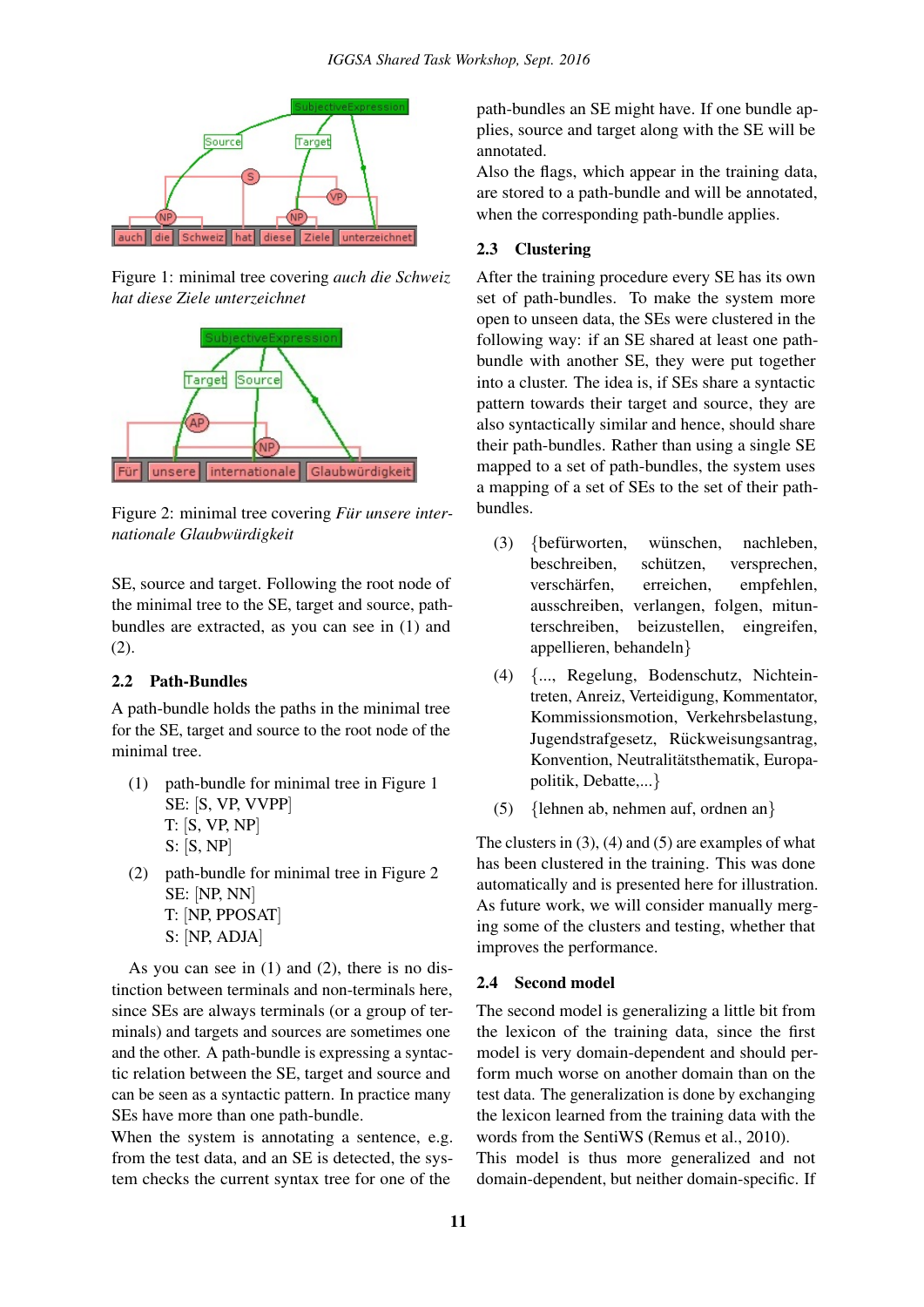Figure 1: minimal tree covering *auch die Schweiz hat diese Ziele unterzeichnet*

Figure 2: minimal tree covering *Für unsere internationale Glaubwürdigkeit*

SE, source and target. Following the root node of the minimal tree to the SE, target and source, path-bundles are extracted, as you can see in (1) and (2).

## 2.2 Path-Bundles

A path-bundle holds the paths in the minimal tree for the SE, target and source to the root node of the minimal tree.

(1) path-bundle for minimal tree in Figure 1
SE: [S, VP, VVPP]
T: [S, VP, NP]
S: [S, NP]

(2) path-bundle for minimal tree in Figure 2
SE: [NP, NN]
T: [NP, PPOSAT]
S: [NP, ADJA]

As you can see in (1) and (2), there is no distinction between terminals and non-terminals here, since SEs are always terminals (or a group of terminals) and targets and sources are sometimes one and the other. A path-bundle is expressing a syntactic relation between the SE, target and source and can be seen as a syntactic pattern. In practice many SEs have more than one path-bundle.

When the system is annotating a sentence, e.g. from the test data, and an SE is detected, the system checks the current syntax tree for one of the path-bundles an SE might have. If one bundle applies, source and target along with the SE will be annotated.

Also the flags, which appear in the training data, are stored to a path-bundle and will be annotated, when the corresponding path-bundle applies.

## 2.3 Clustering

After the training procedure every SE has its own set of path-bundles. To make the system more open to unseen data, the SEs were clustered in the following way: if an SE shared at least one path-bundle with another SE, they were put together into a cluster. The idea is, if SEs share a syntactic pattern towards their target and source, they are also syntactically similar and hence, should share their path-bundles. Rather than using a single SE mapped to a set of path-bundles, the system uses a mapping of a set of SEs to the set of their path-bundles.

(3) {befürworten, wünschen, nachleben, beschreiben, schützen, versprechen, verschärfen, erreichen, empfehlen, ausschreiben, verlangen, folgen, mitunterschreiben, beizustellen, eingreifen, appellieren, behandeln}

(4) {..., Regelung, Bodenschutz, Nichteintreten, Anreiz, Verteidigung, Kommentator, Kommissionsmotion, Verkehrsbelastung, Jugendstrafgesetz, Rückweisungsantrag, Konvention, Neutralitätsthematik, Europapolitik, Debatte,...}

(5) {lehnen ab, nehmen auf, ordnen an}

The clusters in (3), (4) and (5) are examples of what has been clustered in the training. This was done automatically and is presented here for illustration. As future work, we will consider manually merging some of the clusters and testing, whether that improves the performance.

## 2.4 Second model

The second model is generalizing a little bit from the lexicon of the training data, since the first model is very domain-dependent and should perform much worse on another domain than on the test data. The generalization is done by exchanging the lexicon learned from the training data with the words from the SentiWS (Remus et al., 2010).

This model is thus more generalized and not domain-dependent, but neither domain-specific. If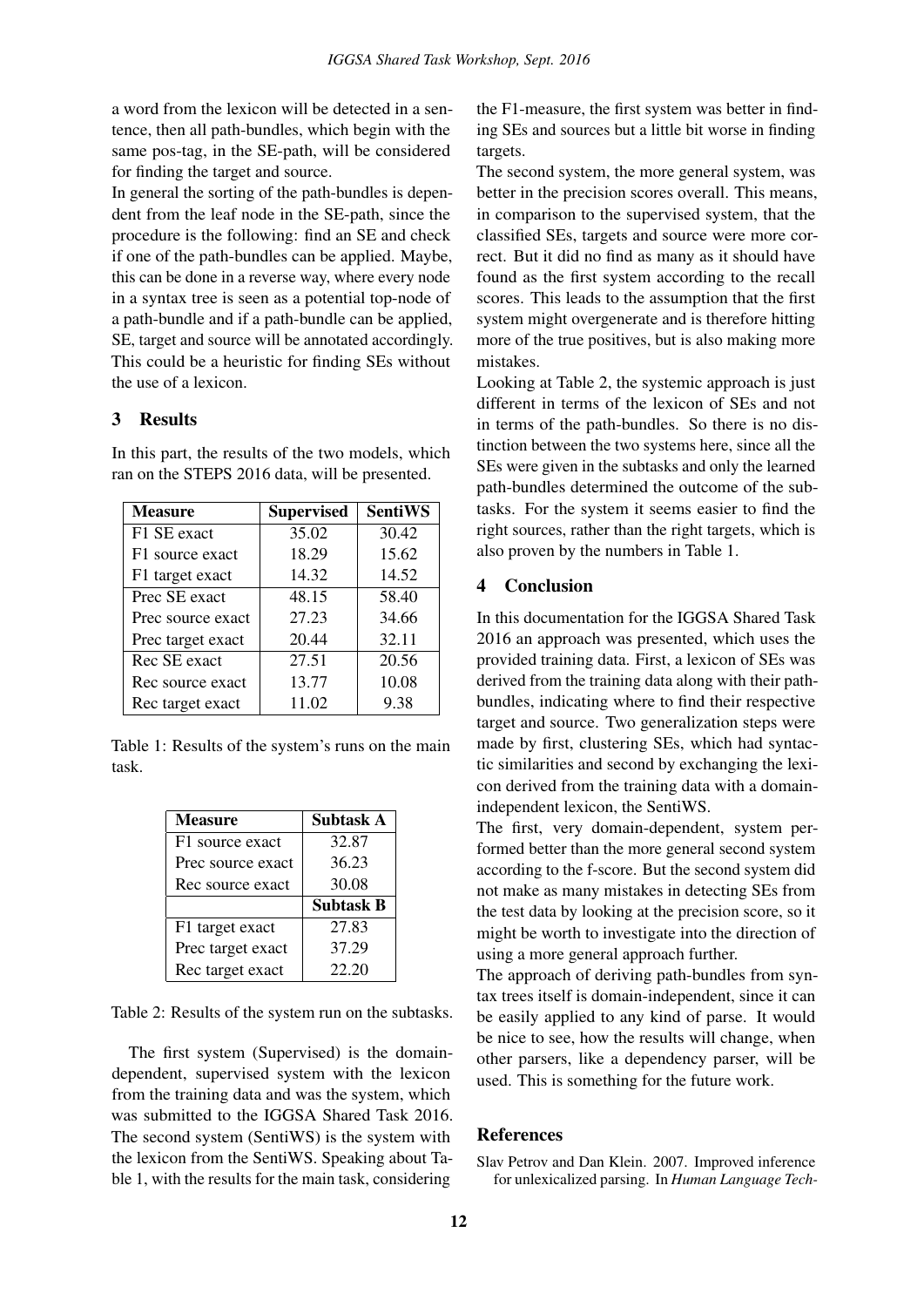a word from the lexicon will be detected in a sentence, then all path-bundles, which begin with the same pos-tag, in the SE-path, will be considered for finding the target and source.

In general the sorting of the path-bundles is dependent from the leaf node in the SE-path, since the procedure is the following: find an SE and check if one of the path-bundles can be applied. Maybe, this can be done in a reverse way, where every node in a syntax tree is seen as a potential top-node of a path-bundle and if a path-bundle can be applied, SE, target and source will be annotated accordingly. This could be a heuristic for finding SEs without the use of a lexicon.

## 3 Results

In this part, the results of the two models, which ran on the STEPS 2016 data, will be presented.

| Measure | Supervised | SentiWS |
|---|---|---|
| F1 SE exact | 35.02 | 30.42 |
| F1 source exact | 18.29 | 15.62 |
| F1 target exact | 14.32 | 14.52 |
| Prec SE exact | 48.15 | 58.40 |
| Prec source exact | 27.23 | 34.66 |
| Prec target exact | 20.44 | 32.11 |
| Rec SE exact | 27.51 | 20.56 |
| Rec source exact | 13.77 | 10.08 |
| Rec target exact | 11.02 | 9.38 |

Table 1: Results of the system's runs on the main task.

| Measure | Subtask A |
|---|---|
| F1 source exact | 32.87 |
| Prec source exact | 36.23 |
| Rec source exact | 30.08 |
| | **Subtask B** |
| F1 target exact | 27.83 |
| Prec target exact | 37.29 |
| Rec target exact | 22.20 |

Table 2: Results of the system run on the subtasks.

The first system (Supervised) is the domain-dependent, supervised system with the lexicon from the training data and was the system, which was submitted to the IGGSA Shared Task 2016. The second system (SentiWS) is the system with the lexicon from the SentiWS. Speaking about Table 1, with the results for the main task, considering the F1-measure, the first system was better in finding SEs and sources but a little bit worse in finding targets.

The second system, the more general system, was better in the precision scores overall. This means, in comparison to the supervised system, that the classified SEs, targets and source were more correct. But it did no find as many as it should have found as the first system according to the recall scores. This leads to the assumption that the first system might overgenerate and is therefore hitting more of the true positives, but is also making more mistakes.

Looking at Table 2, the systemic approach is just different in terms of the lexicon of SEs and not in terms of the path-bundles. So there is no distinction between the two systems here, since all the SEs were given in the subtasks and only the learned path-bundles determined the outcome of the subtasks. For the system it seems easier to find the right sources, rather than the right targets, which is also proven by the numbers in Table 1.

## 4 Conclusion

In this documentation for the IGGSA Shared Task 2016 an approach was presented, which uses the provided training data. First, a lexicon of SEs was derived from the training data along with their path-bundles, indicating where to find their respective target and source. Two generalization steps were made by first, clustering SEs, which had syntactic similarities and second by exchanging the lexicon derived from the training data with a domain-independent lexicon, the SentiWS.

The first, very domain-dependent, system performed better than the more general second system according to the f-score. But the second system did not make as many mistakes in detecting SEs from the test data by looking at the precision score, so it might be worth to investigate into the direction of using a more general approach further.

The approach of deriving path-bundles from syntax trees itself is domain-independent, since it can be easily applied to any kind of parse. It would be nice to see, how the results will change, when other parsers, like a dependency parser, will be used. This is something for the future work.

## References

Slav Petrov and Dan Klein. 2007. Improved inference for unlexicalized parsing. In *Human Language Tech-*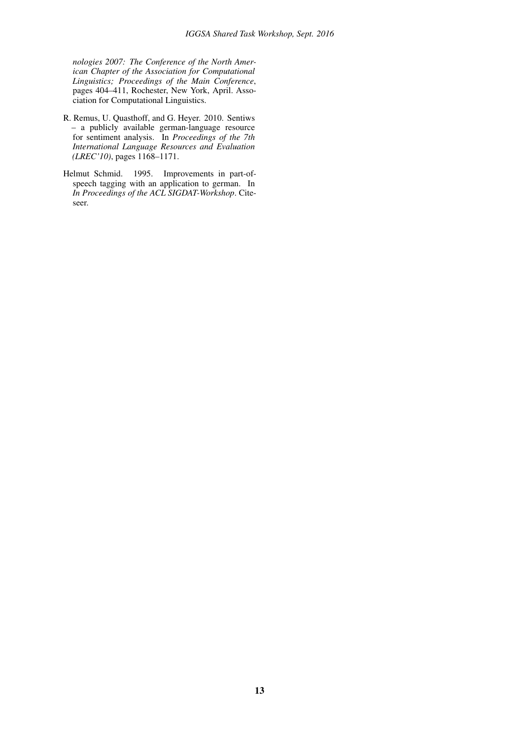*nologies 2007: The Conference of the North American Chapter of the Association for Computational Linguistics; Proceedings of the Main Conference*, pages 404–411, Rochester, New York, April. Association for Computational Linguistics.

R. Remus, U. Quasthoff, and G. Heyer. 2010. Sentiws – a publicly available german-language resource for sentiment analysis. In *Proceedings of the 7th International Language Resources and Evaluation (LREC'10)*, pages 1168–1171.

Helmut Schmid. 1995. Improvements in part-of-speech tagging with an application to german. In *In Proceedings of the ACL SIGDAT-Workshop*. Citeseer.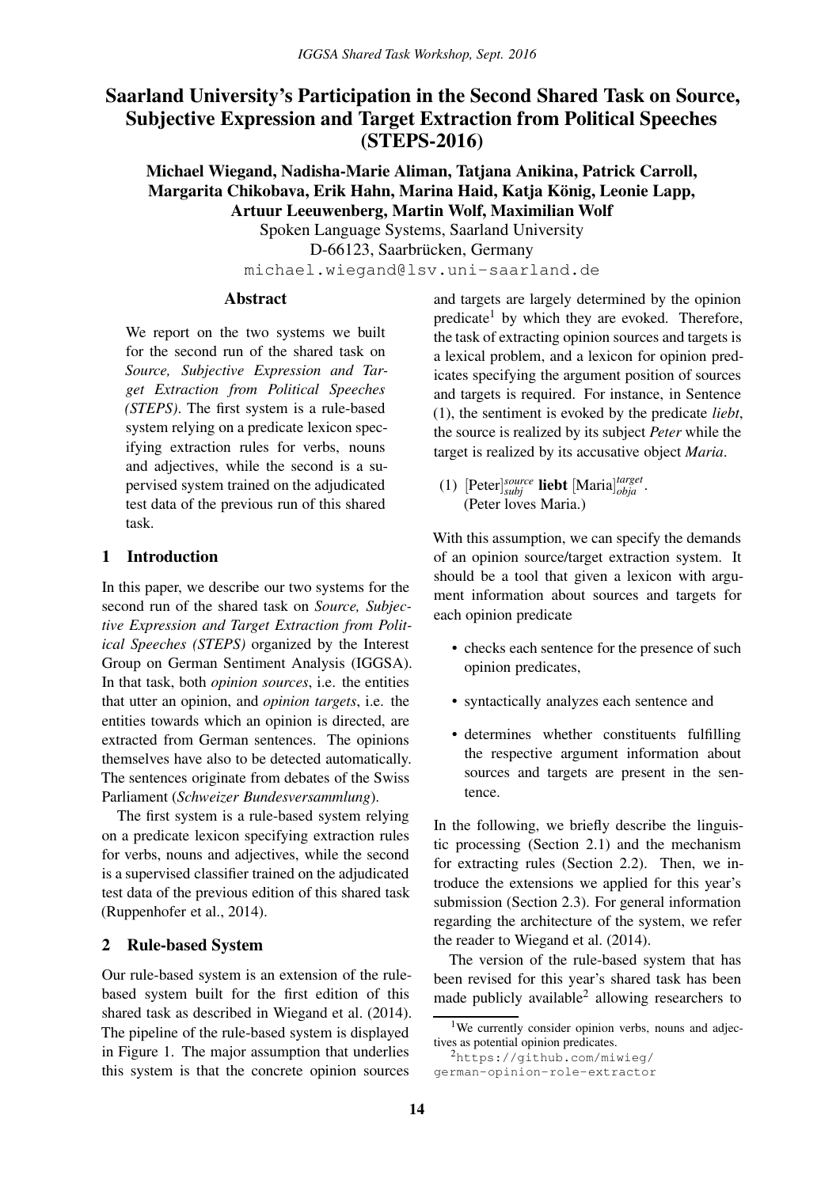# Saarland University's Participation in the Second Shared Task on Source, Subjective Expression and Target Extraction from Political Speeches (STEPS-2016)

**Michael Wiegand, Nadisha-Marie Aliman, Tatjana Anikina, Patrick Carroll, Margarita Chikobava, Erik Hahn, Marina Haid, Katja König, Leonie Lapp, Artuur Leeuwenberg, Martin Wolf, Maximilian Wolf**

Spoken Language Systems, Saarland University
D-66123, Saarbrücken, Germany
michael.wiegand@lsv.uni-saarland.de

## Abstract

We report on the two systems we built for the second run of the shared task on *Source, Subjective Expression and Target Extraction from Political Speeches (STEPS)*. The first system is a rule-based system relying on a predicate lexicon specifying extraction rules for verbs, nouns and adjectives, while the second is a supervised system trained on the adjudicated test data of the previous run of this shared task.

## 1 Introduction

In this paper, we describe our two systems for the second run of the shared task on *Source, Subjective Expression and Target Extraction from Political Speeches (STEPS)* organized by the Interest Group on German Sentiment Analysis (IGGSA). In that task, both *opinion sources*, i.e. the entities that utter an opinion, and *opinion targets*, i.e. the entities towards which an opinion is directed, are extracted from German sentences. The opinions themselves have also to be detected automatically. The sentences originate from debates of the Swiss Parliament (*Schweizer Bundesversammlung*).

The first system is a rule-based system relying on a predicate lexicon specifying extraction rules for verbs, nouns and adjectives, while the second is a supervised classifier trained on the adjudicated test data of the previous edition of this shared task (Ruppenhofer et al., 2014).

## 2 Rule-based System

Our rule-based system is an extension of the rule-based system built for the first edition of this shared task as described in Wiegand et al. (2014). The pipeline of the rule-based system is displayed in Figure 1. The major assumption that underlies this system is that the concrete opinion sources and targets are largely determined by the opinion predicate[1] by which they are evoked. Therefore, the task of extracting opinion sources and targets is a lexical problem, and a lexicon for opinion predicates specifying the argument position of sources and targets is required. For instance, in Sentence (1), the sentiment is evoked by the predicate *liebt*, the source is realized by its subject *Peter* while the target is realized by its accusative object *Maria*.

(1) $[\text{Peter}]^{source}_{subj}$ **liebt** $[\text{Maria}]^{target}_{obja}$.
(Peter loves Maria.)

With this assumption, we can specify the demands of an opinion source/target extraction system. It should be a tool that given a lexicon with argument information about sources and targets for each opinion predicate

- checks each sentence for the presence of such opinion predicates,
- syntactically analyzes each sentence and
- determines whether constituents fulfilling the respective argument information about sources and targets are present in the sentence.

In the following, we briefly describe the linguistic processing (Section 2.1) and the mechanism for extracting rules (Section 2.2). Then, we introduce the extensions we applied for this year's submission (Section 2.3). For general information regarding the architecture of the system, we refer the reader to Wiegand et al. (2014).

The version of the rule-based system that has been revised for this year's shared task has been made publicly available[2] allowing researchers to

---

[1] We currently consider opinion verbs, nouns and adjectives as potential opinion predicates.

[2] https://github.com/miwieg/german-opinion-role-extractor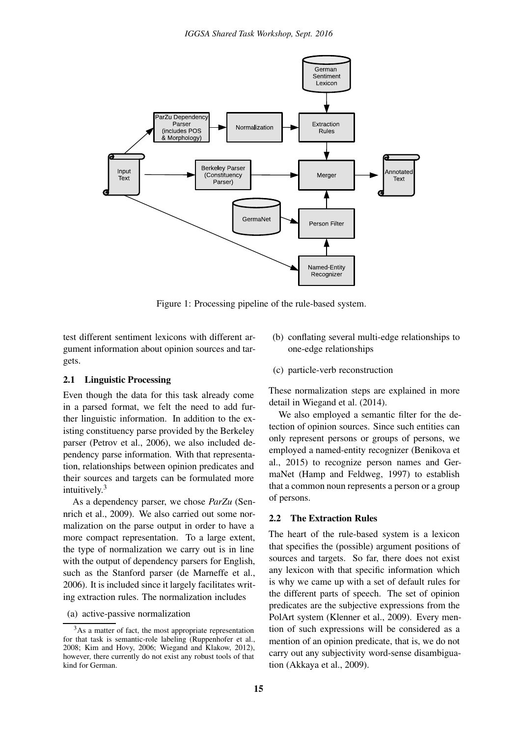Figure 1: Processing pipeline of the rule-based system.

test different sentiment lexicons with different argument information about opinion sources and targets.

### 2.1 Linguistic Processing

Even though the data for this task already come in a parsed format, we felt the need to add further linguistic information. In addition to the existing constituency parse provided by the Berkeley parser (Petrov et al., 2006), we also included dependency parse information. With that representation, relationships between opinion predicates and their sources and targets can be formulated more intuitively.[3]

As a dependency parser, we chose *ParZu* (Sennrich et al., 2009). We also carried out some normalization on the parse output in order to have a more compact representation. To a large extent, the type of normalization we carry out is in line with the output of dependency parsers for English, such as the Stanford parser (de Marneffe et al., 2006). It is included since it largely facilitates writing extraction rules. The normalization includes

(a) active-passive normalization

(b) conflating several multi-edge relationships to one-edge relationships

(c) particle-verb reconstruction

These normalization steps are explained in more detail in Wiegand et al. (2014).

We also employed a semantic filter for the detection of opinion sources. Since such entities can only represent persons or groups of persons, we employed a named-entity recognizer (Benikova et al., 2015) to recognize person names and GermaNet (Hamp and Feldweg, 1997) to establish that a common noun represents a person or a group of persons.

### 2.2 The Extraction Rules

The heart of the rule-based system is a lexicon that specifies the (possible) argument positions of sources and targets. So far, there does not exist any lexicon with that specific information which is why we came up with a set of default rules for the different parts of speech. The set of opinion predicates are the subjective expressions from the PolArt system (Klenner et al., 2009). Every mention of such expressions will be considered as a mention of an opinion predicate, that is, we do not carry out any subjectivity word-sense disambiguation (Akkaya et al., 2009).

[3]As a matter of fact, the most appropriate representation for that task is semantic-role labeling (Ruppenhofer et al., 2008; Kim and Hovy, 2006; Wiegand and Klakow, 2012), however, there currently do not exist any robust tools of that kind for German.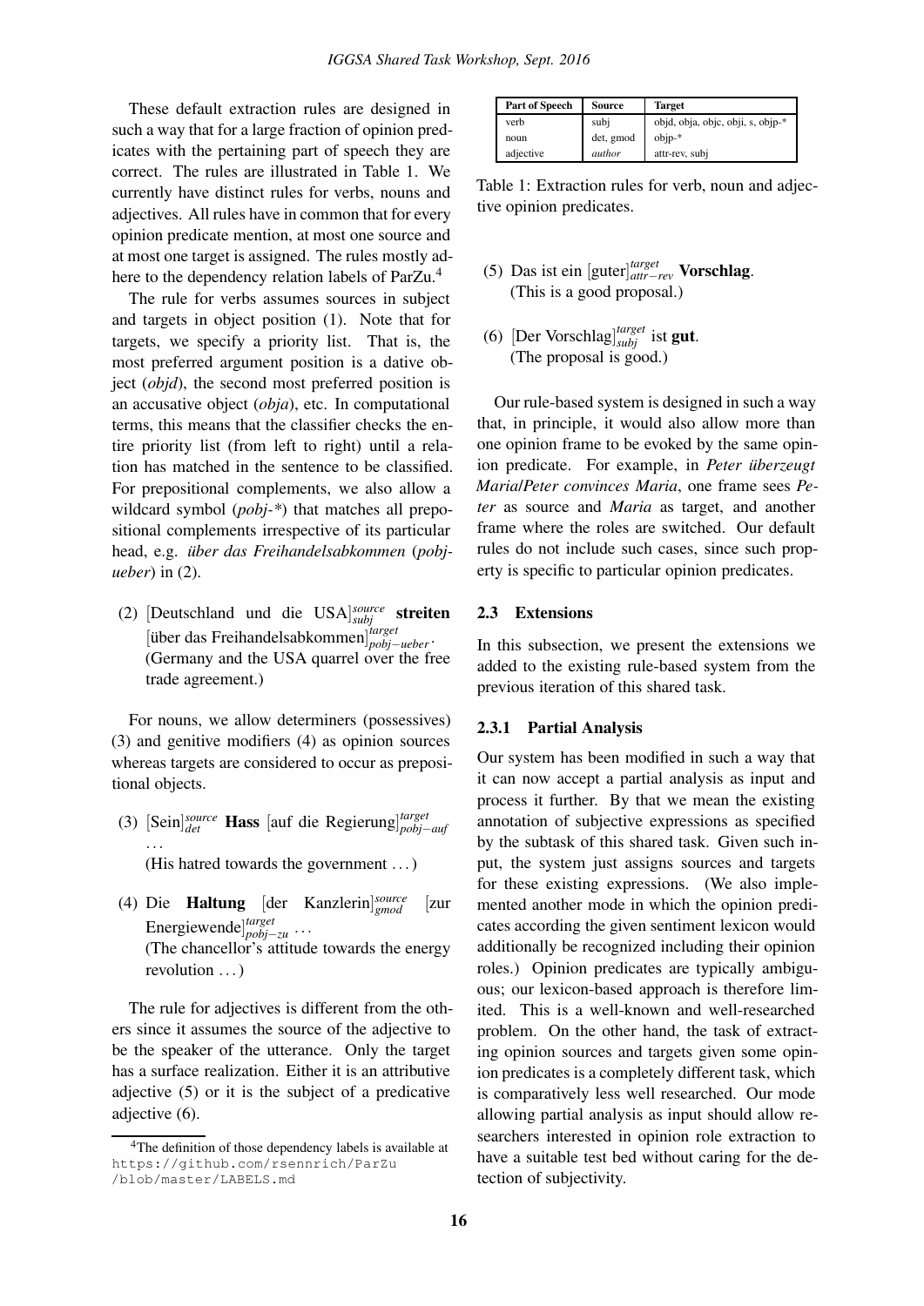These default extraction rules are designed in such a way that for a large fraction of opinion predicates with the pertaining part of speech they are correct. The rules are illustrated in Table 1. We currently have distinct rules for verbs, nouns and adjectives. All rules have in common that for every opinion predicate mention, at most one source and at most one target is assigned. The rules mostly adhere to the dependency relation labels of ParZu.[4]

The rule for verbs assumes sources in subject and targets in object position (1). Note that for targets, we specify a priority list. That is, the most preferred argument position is a dative object (*objd*), the second most preferred position is an accusative object (*obja*), etc. In computational terms, this means that the classifier checks the entire priority list (from left to right) until a relation has matched in the sentence to be classified. For prepositional complements, we also allow a wildcard symbol (*pobj-**) that matches all prepositional complements irrespective of its particular head, e.g. *über das Freihandelsabkommen* (*pobj-ueber*) in (2).

(2) [Deutschland und die USA]$^{source}_{subj}$ **streiten** [über das Freihandelsabkommen]$^{target}_{pobj-ueber}$. (Germany and the USA quarrel over the free trade agreement.)

For nouns, we allow determiners (possessives) (3) and genitive modifiers (4) as opinion sources whereas targets are considered to occur as prepositional objects.

(3) [Sein]$^{source}_{det}$ **Hass** [auf die Regierung]$^{target}_{pobj-auf}$ . . . (His hatred towards the government . . . )

(4) Die **Haltung** [der Kanzlerin]$^{source}_{gmod}$ [zur Energiewende]$^{target}_{pobj-zu}$ . . . (The chancellor's attitude towards the energy revolution . . . )

The rule for adjectives is different from the others since it assumes the source of the adjective to be the speaker of the utterance. Only the target has a surface realization. Either it is an attributive adjective (5) or it is the subject of a predicative adjective (6).

| Part of Speech | Source | Target |
|---|---|---|
| verb | subj | objd, obja, objc, obji, s, objp-* |
| noun | det, gmod | objp-* |
| adjective | *author* | attr-rev, subj |

Table 1: Extraction rules for verb, noun and adjective opinion predicates.

(5) Das ist ein [guter]$^{target}_{attr-rev}$ **Vorschlag**. (This is a good proposal.)

(6) [Der Vorschlag]$^{target}_{subj}$ ist **gut**. (The proposal is good.)

Our rule-based system is designed in such a way that, in principle, it would also allow more than one opinion frame to be evoked by the same opinion predicate. For example, in *Peter überzeugt Maria/Peter convinces Maria*, one frame sees *Peter* as source and *Maria* as target, and another frame where the roles are switched. Our default rules do not include such cases, since such property is specific to particular opinion predicates.

## 2.3 Extensions

In this subsection, we present the extensions we added to the existing rule-based system from the previous iteration of this shared task.

### 2.3.1 Partial Analysis

Our system has been modified in such a way that it can now accept a partial analysis as input and process it further. By that we mean the existing annotation of subjective expressions as specified by the subtask of this shared task. Given such input, the system just assigns sources and targets for these existing expressions. (We also implemented another mode in which the opinion predicates according the given sentiment lexicon would additionally be recognized including their opinion roles.) Opinion predicates are typically ambiguous; our lexicon-based approach is therefore limited. This is a well-known and well-researched problem. On the other hand, the task of extracting opinion sources and targets given some opinion predicates is a completely different task, which is comparatively less well researched. Our mode allowing partial analysis as input should allow researchers interested in opinion role extraction to have a suitable test bed without caring for the detection of subjectivity.

[4]The definition of those dependency labels is available at https://github.com/rsennrich/ParZu/blob/master/LABELS.md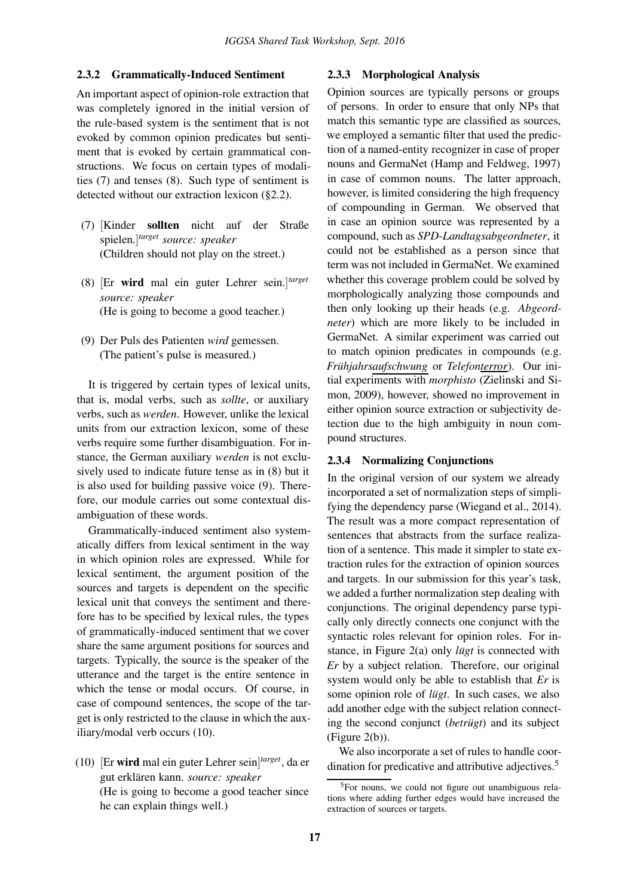### 2.3.2 Grammatically-Induced Sentiment

An important aspect of opinion-role extraction that was completely ignored in the initial version of the rule-based system is the sentiment that is not evoked by common opinion predicates but sentiment that is evoked by certain grammatical constructions. We focus on certain types of modalities (7) and tenses (8). Such type of sentiment is detected without our extraction lexicon (§2.2).

(7) [Kinder **sollten** nicht auf der Straße spielen.]*target* *source: speaker*
(Children should not play on the street.)

(8) [Er **wird** mal ein guter Lehrer sein.]*target* *source: speaker*
(He is going to become a good teacher.)

(9) Der Puls des Patienten *wird* gemessen.
(The patient's pulse is measured.)

It is triggered by certain types of lexical units, that is, modal verbs, such as *sollte*, or auxiliary verbs, such as *werden*. However, unlike the lexical units from our extraction lexicon, some of these verbs require some further disambiguation. For instance, the German auxiliary *werden* is not exclusively used to indicate future tense as in (8) but it is also used for building passive voice (9). Therefore, our module carries out some contextual disambiguation of these words.

Grammatically-induced sentiment also systematically differs from lexical sentiment in the way in which opinion roles are expressed. While for lexical sentiment, the argument position of the sources and targets is dependent on the specific lexical unit that conveys the sentiment and therefore has to be specified by lexical rules, the types of grammatically-induced sentiment that we cover share the same argument positions for sources and targets. Typically, the source is the speaker of the utterance and the target is the entire sentence in which the tense or modal occurs. Of course, in case of compound sentences, the scope of the target is only restricted to the clause in which the auxiliary/modal verb occurs (10).

(10) [Er **wird** mal ein guter Lehrer sein]*target*, da er gut erklären kann. *source: speaker*
(He is going to become a good teacher since he can explain things well.)

### 2.3.3 Morphological Analysis

Opinion sources are typically persons or groups of persons. In order to ensure that only NPs that match this semantic type are classified as sources, we employed a semantic filter that used the prediction of a named-entity recognizer in case of proper nouns and GermaNet (Hamp and Feldweg, 1997) in case of common nouns. The latter approach, however, is limited considering the high frequency of compounding in German. We observed that in case an opinion source was represented by a compound, such as *SPD-Landtagsabgeordneter*, it could not be established as a person since that term was not included in GermaNet. We examined whether this coverage problem could be solved by morphologically analyzing those compounds and then only looking up their heads (e.g. *Abgeordneter*) which are more likely to be included in GermaNet. A similar experiment was carried out to match opinion predicates in compounds (e.g. *Frühjahrsaufschwung* or *Telefonterror*). Our initial experiments with *morphisto* (Zielinski and Simon, 2009), however, showed no improvement in either opinion source extraction or subjectivity detection due to the high ambiguity in noun compound structures.

### 2.3.4 Normalizing Conjunctions

In the original version of our system we already incorporated a set of normalization steps of simplifying the dependency parse (Wiegand et al., 2014). The result was a more compact representation of sentences that abstracts from the surface realization of a sentence. This made it simpler to state extraction rules for the extraction of opinion sources and targets. In our submission for this year's task, we added a further normalization step dealing with conjunctions. The original dependency parse typically only directly connects one conjunct with the syntactic roles relevant for opinion roles. For instance, in Figure 2(a) only *lügt* is connected with *Er* by a subject relation. Therefore, our original system would only be able to establish that *Er* is some opinion role of *lügt*. In such cases, we also add another edge with the subject relation connecting the second conjunct (*betrügt*) and its subject (Figure 2(b)).

We also incorporate a set of rules to handle coordination for predicative and attributive adjectives.[5]

[5]For nouns, we could not figure out unambiguous relations where adding further edges would have increased the extraction of sources or targets.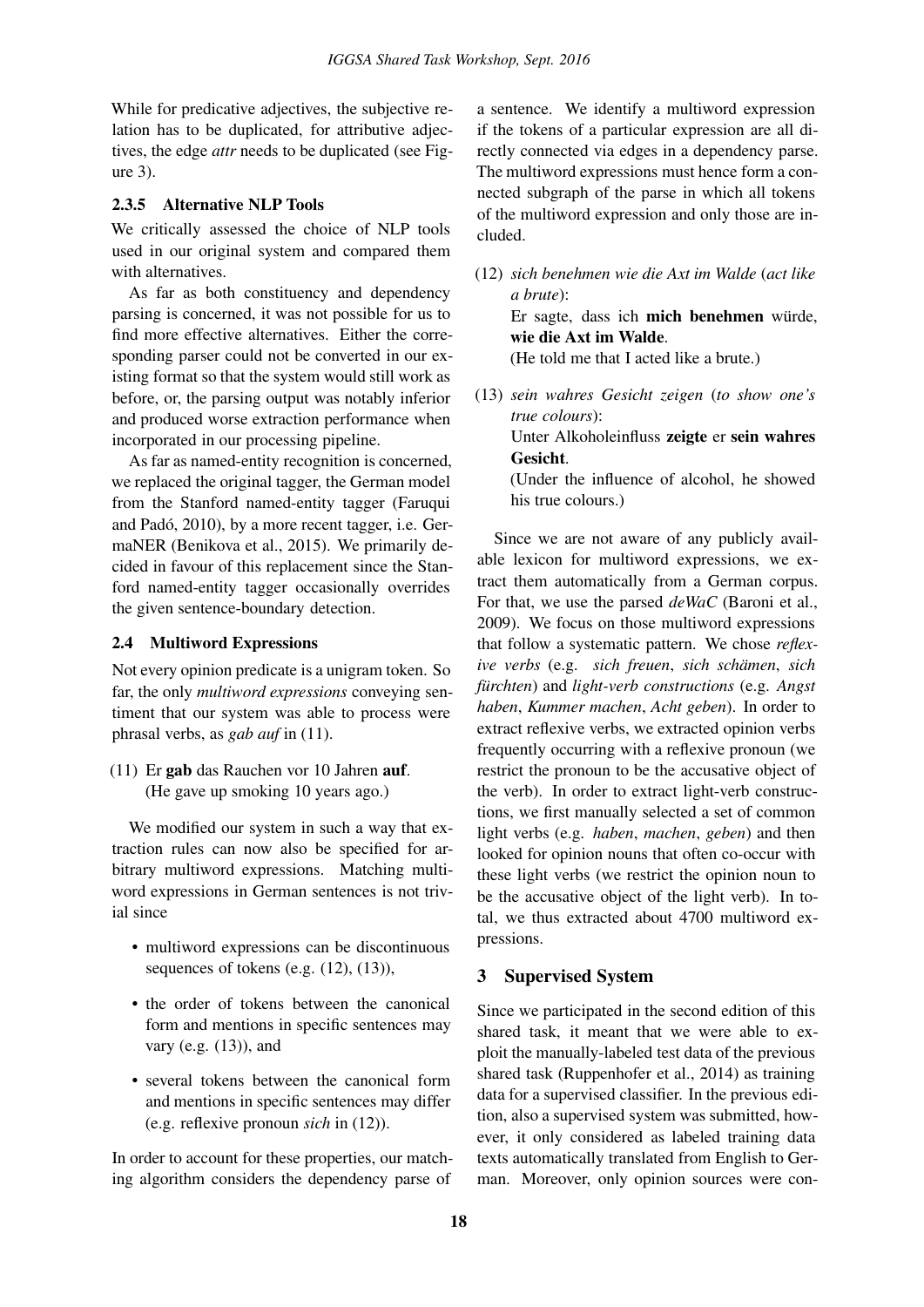While for predicative adjectives, the subjective relation has to be duplicated, for attributive adjectives, the edge *attr* needs to be duplicated (see Figure 3).

#### 2.3.5 Alternative NLP Tools

We critically assessed the choice of NLP tools used in our original system and compared them with alternatives.

As far as both constituency and dependency parsing is concerned, it was not possible for us to find more effective alternatives. Either the corresponding parser could not be converted in our existing format so that the system would still work as before, or, the parsing output was notably inferior and produced worse extraction performance when incorporated in our processing pipeline.

As far as named-entity recognition is concerned, we replaced the original tagger, the German model from the Stanford named-entity tagger (Faruqui and Padó, 2010), by a more recent tagger, i.e. GermaNER (Benikova et al., 2015). We primarily decided in favour of this replacement since the Stanford named-entity tagger occasionally overrides the given sentence-boundary detection.

### 2.4 Multiword Expressions

Not every opinion predicate is a unigram token. So far, the only *multiword expressions* conveying sentiment that our system was able to process were phrasal verbs, as *gab auf* in (11).

(11) Er **gab** das Rauchen vor 10 Jahren **auf**.
(He gave up smoking 10 years ago.)

We modified our system in such a way that extraction rules can now also be specified for arbitrary multiword expressions. Matching multiword expressions in German sentences is not trivial since

- multiword expressions can be discontinuous sequences of tokens (e.g. (12), (13)),
- the order of tokens between the canonical form and mentions in specific sentences may vary (e.g. (13)), and
- several tokens between the canonical form and mentions in specific sentences may differ (e.g. reflexive pronoun *sich* in (12)).

In order to account for these properties, our matching algorithm considers the dependency parse of a sentence. We identify a multiword expression if the tokens of a particular expression are all directly connected via edges in a dependency parse. The multiword expressions must hence form a connected subgraph of the parse in which all tokens of the multiword expression and only those are included.

(12) *sich benehmen wie die Axt im Walde* (*act like a brute*):
Er sagte, dass ich **mich benehmen** würde, **wie die Axt im Walde**.
(He told me that I acted like a brute.)

(13) *sein wahres Gesicht zeigen* (*to show one's true colours*):
Unter Alkoholeinfluss **zeigte** er **sein wahres Gesicht**.
(Under the influence of alcohol, he showed his true colours.)

Since we are not aware of any publicly available lexicon for multiword expressions, we extract them automatically from a German corpus. For that, we use the parsed *deWaC* (Baroni et al., 2009). We focus on those multiword expressions that follow a systematic pattern. We chose *reflexive verbs* (e.g. *sich freuen*, *sich schämen*, *sich fürchten*) and *light-verb constructions* (e.g. *Angst haben*, *Kummer machen*, *Acht geben*). In order to extract reflexive verbs, we extracted opinion verbs frequently occurring with a reflexive pronoun (we restrict the pronoun to be the accusative object of the verb). In order to extract light-verb constructions, we first manually selected a set of common light verbs (e.g. *haben*, *machen*, *geben*) and then looked for opinion nouns that often co-occur with these light verbs (we restrict the opinion noun to be the accusative object of the light verb). In total, we thus extracted about 4700 multiword expressions.

## 3 Supervised System

Since we participated in the second edition of this shared task, it meant that we were able to exploit the manually-labeled test data of the previous shared task (Ruppenhofer et al., 2014) as training data for a supervised classifier. In the previous edition, also a supervised system was submitted, however, it only considered as labeled training data texts automatically translated from English to German. Moreover, only opinion sources were con-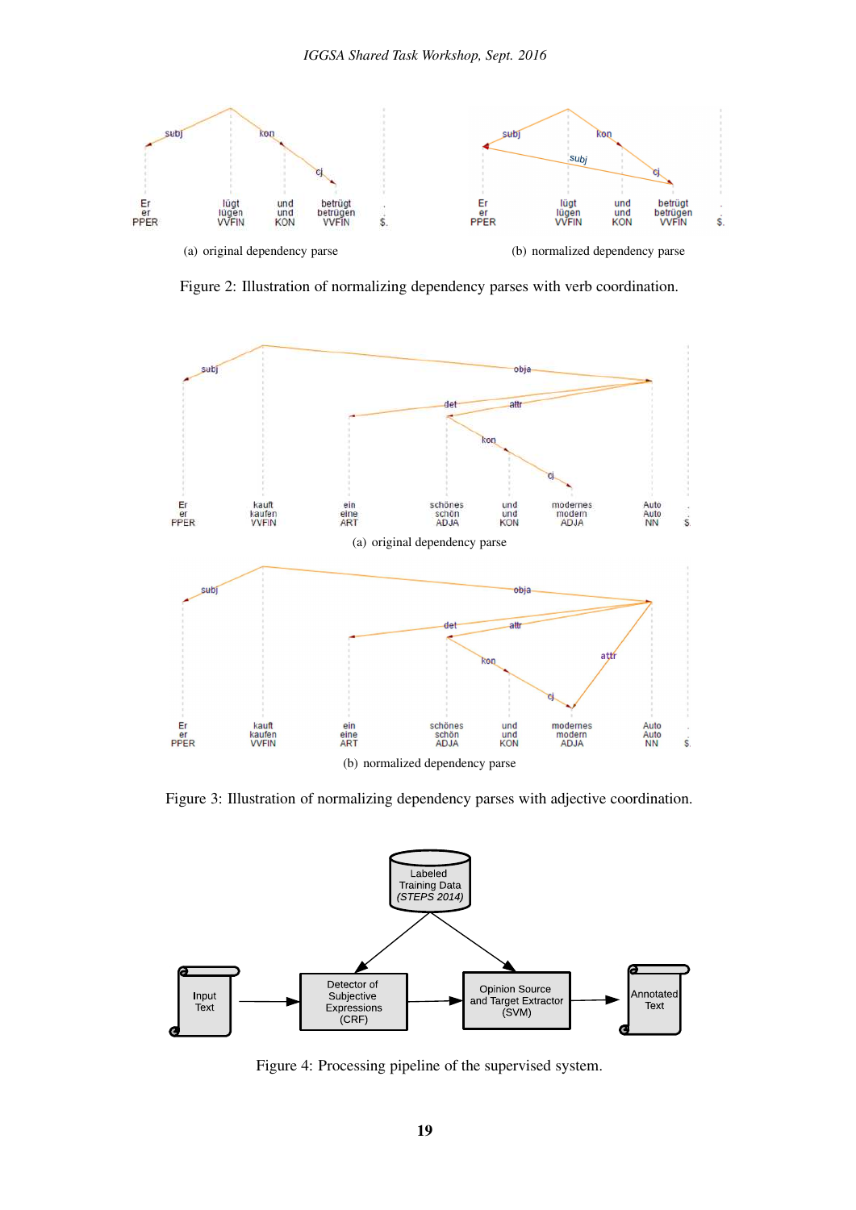(a) original dependency parse

(b) normalized dependency parse

Figure 2: Illustration of normalizing dependency parses with verb coordination.

(a) original dependency parse

(b) normalized dependency parse

Figure 3: Illustration of normalizing dependency parses with adjective coordination.

Figure 4: Processing pipeline of the supervised system.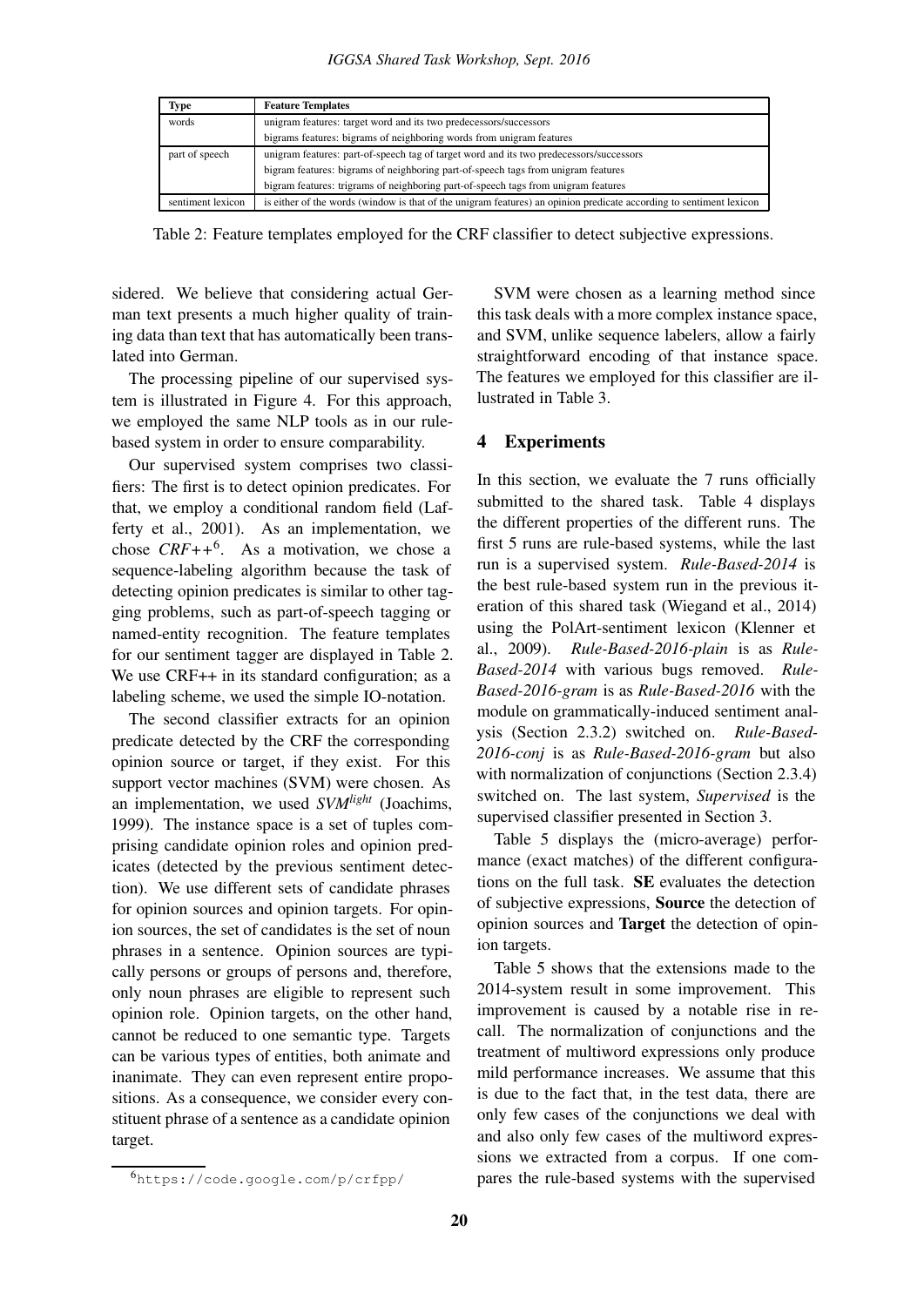| Type | Feature Templates |
| --- | --- |
| words | unigram features: target word and its two predecessors/successors |
| | bigrams features: bigrams of neighboring words from unigram features |
| part of speech | unigram features: part-of-speech tag of target word and its two predecessors/successors |
| | bigram features: bigrams of neighboring part-of-speech tags from unigram features |
| | bigram features: trigrams of neighboring part-of-speech tags from unigram features |
| sentiment lexicon | is either of the words (window is that of the unigram features) an opinion predicate according to sentiment lexicon |

Table 2: Feature templates employed for the CRF classifier to detect subjective expressions.

sidered. We believe that considering actual German text presents a much higher quality of training data than text that has automatically been translated into German.

The processing pipeline of our supervised system is illustrated in Figure 4. For this approach, we employed the same NLP tools as in our rule-based system in order to ensure comparability.

Our supervised system comprises two classifiers: The first is to detect opinion predicates. For that, we employ a conditional random field (Lafferty et al., 2001). As an implementation, we chose *CRF++*[6]. As a motivation, we chose a sequence-labeling algorithm because the task of detecting opinion predicates is similar to other tagging problems, such as part-of-speech tagging or named-entity recognition. The feature templates for our sentiment tagger are displayed in Table 2. We use CRF++ in its standard configuration; as a labeling scheme, we used the simple IO-notation.

The second classifier extracts for an opinion predicate detected by the CRF the corresponding opinion source or target, if they exist. For this support vector machines (SVM) were chosen. As an implementation, we used *SVM^light* (Joachims, 1999). The instance space is a set of tuples comprising candidate opinion roles and opinion predicates (detected by the previous sentiment detection). We use different sets of candidate phrases for opinion sources and opinion targets. For opinion sources, the set of candidates is the set of noun phrases in a sentence. Opinion sources are typically persons or groups of persons and, therefore, only noun phrases are eligible to represent such opinion role. Opinion targets, on the other hand, cannot be reduced to one semantic type. Targets can be various types of entities, both animate and inanimate. They can even represent entire propositions. As a consequence, we consider every constituent phrase of a sentence as a candidate opinion target.

[6] https://code.google.com/p/crfpp/

SVM were chosen as a learning method since this task deals with a more complex instance space, and SVM, unlike sequence labelers, allow a fairly straightforward encoding of that instance space. The features we employed for this classifier are illustrated in Table 3.

## 4 Experiments

In this section, we evaluate the 7 runs officially submitted to the shared task. Table 4 displays the different properties of the different runs. The first 5 runs are rule-based systems, while the last run is a supervised system. *Rule-Based-2014* is the best rule-based system run in the previous iteration of this shared task (Wiegand et al., 2014) using the PolArt-sentiment lexicon (Klenner et al., 2009). *Rule-Based-2016-plain* is as *Rule-Based-2014* with various bugs removed. *Rule-Based-2016-gram* is as *Rule-Based-2016* with the module on grammatically-induced sentiment analysis (Section 2.3.2) switched on. *Rule-Based-2016-conj* is as *Rule-Based-2016-gram* but also with normalization of conjunctions (Section 2.3.4) switched on. The last system, *Supervised* is the supervised classifier presented in Section 3.

Table 5 displays the (micro-average) performance (exact matches) of the different configurations on the full task. **SE** evaluates the detection of subjective expressions, **Source** the detection of opinion sources and **Target** the detection of opinion targets.

Table 5 shows that the extensions made to the 2014-system result in some improvement. This improvement is caused by a notable rise in recall. The normalization of conjunctions and the treatment of multiword expressions only produce mild performance increases. We assume that this is due to the fact that, in the test data, there are only few cases of the conjunctions we deal with and also only few cases of the multiword expressions we extracted from a corpus. If one compares the rule-based systems with the supervised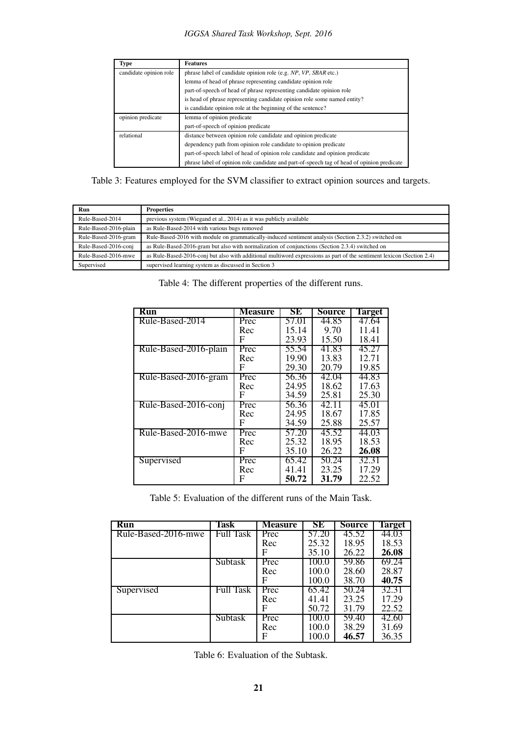| Type | Features |
|---|---|
| candidate opinion role | phrase label of candidate opinion role (e.g. *NP*, *VP*, *SBAR* etc.) |
| | lemma of head of phrase representing candidate opinion role |
| | part-of-speech of head of phrase representing candidate opinion role |
| | is head of phrase representing candidate opinion role some named entity? |
| | is candidate opinion role at the beginning of the sentence? |
| opinion predicate | lemma of opinion predicate |
| | part-of-speech of opinion predicate |
| relational | distance between opinion role candidate and opinion predicate |
| | dependency path from opinion role candidate to opinion predicate |
| | part-of-speech label of head of opinion role candidate and opinion predicate |
| | phrase label of opinion role candidate and part-of-speech tag of head of opinion predicate |

Table 3: Features employed for the SVM classifier to extract opinion sources and targets.

| Run | Properties |
|---|---|
| Rule-Based-2014 | previous system (Wiegand et al., 2014) as it was publicly available |
| Rule-Based-2016-plain | as Rule-Based-2014 with various bugs removed |
| Rule-Based-2016-gram | Rule-Based-2016 with module on grammatically-induced sentiment analysis (Section 2.3.2) switched on |
| Rule-Based-2016-conj | as Rule-Based-2016-gram but also with normalization of conjunctions (Section 2.3.4) switched on |
| Rule-Based-2016-mwe | as Rule-Based-2016-conj but also with additional multiword expressions as part of the sentiment lexicon (Section 2.4) |
| Supervised | supervised learning system as discussed in Section 3 |

Table 4: The different properties of the different runs.

| Run | Measure | SE | Source | Target |
|---|---|---|---|---|
| Rule-Based-2014 | Prec | 57.01 | 44.85 | 47.64 |
| | Rec | 15.14 | 9.70 | 11.41 |
| | F | 23.93 | 15.50 | 18.41 |
| Rule-Based-2016-plain | Prec | 55.54 | 41.83 | 45.27 |
| | Rec | 19.90 | 13.83 | 12.71 |
| | F | 29.30 | 20.79 | 19.85 |
| Rule-Based-2016-gram | Prec | 56.36 | 42.04 | 44.83 |
| | Rec | 24.95 | 18.62 | 17.63 |
| | F | 34.59 | 25.81 | 25.30 |
| Rule-Based-2016-conj | Prec | 56.36 | 42.11 | 45.01 |
| | Rec | 24.95 | 18.67 | 17.85 |
| | F | 34.59 | 25.88 | 25.57 |
| Rule-Based-2016-mwe | Prec | 57.20 | 45.52 | 44.03 |
| | Rec | 25.32 | 18.95 | 18.53 |
| | F | 35.10 | 26.22 | **26.08** |
| Supervised | Prec | 65.42 | 50.24 | 32.31 |
| | Rec | 41.41 | 23.25 | 17.29 |
| | F | **50.72** | **31.79** | 22.52 |

Table 5: Evaluation of the different runs of the Main Task.

| Run | Task | Measure | SE | Source | Target |
|---|---|---|---|---|---|
| Rule-Based-2016-mwe | Full Task | Prec | 57.20 | 45.52 | 44.03 |
| | | Rec | 25.32 | 18.95 | 18.53 |
| | | F | 35.10 | 26.22 | **26.08** |
| | Subtask | Prec | 100.0 | 59.86 | 69.24 |
| | | Rec | 100.0 | 28.60 | 28.87 |
| | | F | 100.0 | 38.70 | **40.75** |
| Supervised | Full Task | Prec | 65.42 | 50.24 | 32.31 |
| | | Rec | 41.41 | 23.25 | 17.29 |
| | | F | 50.72 | 31.79 | 22.52 |
| | Subtask | Prec | 100.0 | 59.40 | 42.60 |
| | | Rec | 100.0 | 38.29 | 31.69 |
| | | F | 100.0 | **46.57** | 36.35 |

Table 6: Evaluation of the Subtask.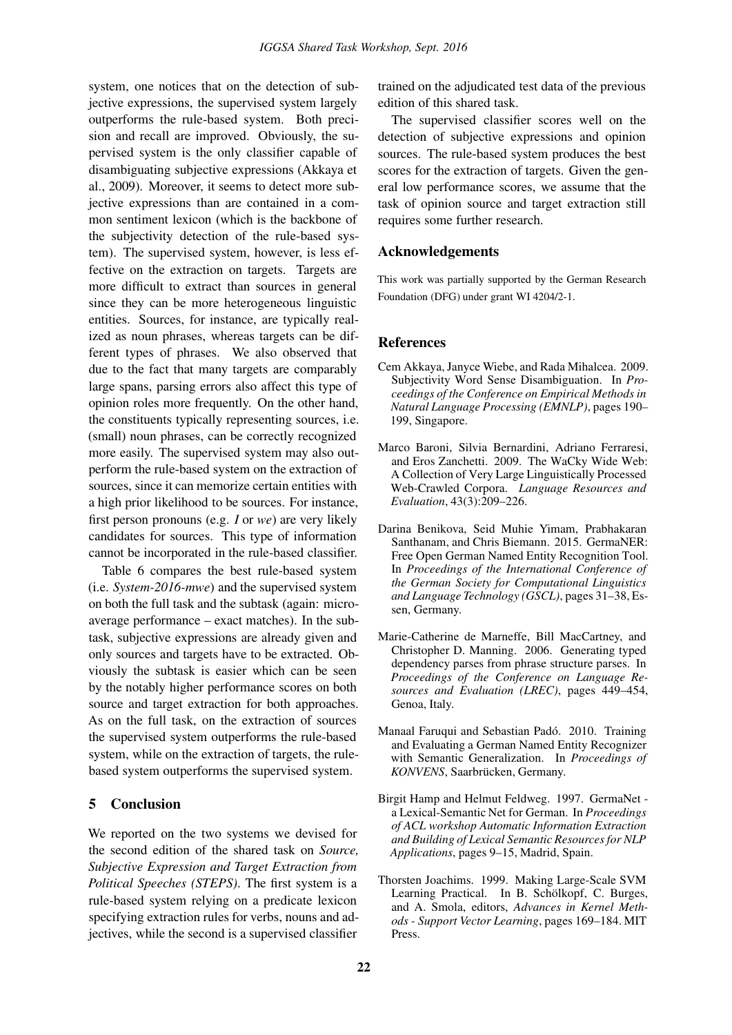system, one notices that on the detection of subjective expressions, the supervised system largely outperforms the rule-based system. Both precision and recall are improved. Obviously, the supervised system is the only classifier capable of disambiguating subjective expressions (Akkaya et al., 2009). Moreover, it seems to detect more subjective expressions than are contained in a common sentiment lexicon (which is the backbone of the subjectivity detection of the rule-based system). The supervised system, however, is less effective on the extraction on targets. Targets are more difficult to extract than sources in general since they can be more heterogeneous linguistic entities. Sources, for instance, are typically realized as noun phrases, whereas targets can be different types of phrases. We also observed that due to the fact that many targets are comparably large spans, parsing errors also affect this type of opinion roles more frequently. On the other hand, the constituents typically representing sources, i.e. (small) noun phrases, can be correctly recognized more easily. The supervised system may also outperform the rule-based system on the extraction of sources, since it can memorize certain entities with a high prior likelihood to be sources. For instance, first person pronouns (e.g. *I* or *we*) are very likely candidates for sources. This type of information cannot be incorporated in the rule-based classifier.

Table 6 compares the best rule-based system (i.e. *System-2016-mwe*) and the supervised system on both the full task and the subtask (again: micro-average performance – exact matches). In the subtask, subjective expressions are already given and only sources and targets have to be extracted. Obviously the subtask is easier which can be seen by the notably higher performance scores on both source and target extraction for both approaches. As on the full task, on the extraction of sources the supervised system outperforms the rule-based system, while on the extraction of targets, the rule-based system outperforms the supervised system.

## 5 Conclusion

We reported on the two systems we devised for the second edition of the shared task on *Source, Subjective Expression and Target Extraction from Political Speeches (STEPS)*. The first system is a rule-based system relying on a predicate lexicon specifying extraction rules for verbs, nouns and adjectives, while the second is a supervised classifier trained on the adjudicated test data of the previous edition of this shared task.

The supervised classifier scores well on the detection of subjective expressions and opinion sources. The rule-based system produces the best scores for the extraction of targets. Given the general low performance scores, we assume that the task of opinion source and target extraction still requires some further research.

## Acknowledgements

This work was partially supported by the German Research Foundation (DFG) under grant WI 4204/2-1.

## References

Cem Akkaya, Janyce Wiebe, and Rada Mihalcea. 2009. Subjectivity Word Sense Disambiguation. In *Proceedings of the Conference on Empirical Methods in Natural Language Processing (EMNLP)*, pages 190–199, Singapore.

Marco Baroni, Silvia Bernardini, Adriano Ferraresi, and Eros Zanchetti. 2009. The WaCky Wide Web: A Collection of Very Large Linguistically Processed Web-Crawled Corpora. *Language Resources and Evaluation*, 43(3):209–226.

Darina Benikova, Seid Muhie Yimam, Prabhakaran Santhanam, and Chris Biemann. 2015. GermaNER: Free Open German Named Entity Recognition Tool. In *Proceedings of the International Conference of the German Society for Computational Linguistics and Language Technology (GSCL)*, pages 31–38, Essen, Germany.

Marie-Catherine de Marneffe, Bill MacCartney, and Christopher D. Manning. 2006. Generating typed dependency parses from phrase structure parses. In *Proceedings of the Conference on Language Resources and Evaluation (LREC)*, pages 449–454, Genoa, Italy.

Manaal Faruqui and Sebastian Padó. 2010. Training and Evaluating a German Named Entity Recognizer with Semantic Generalization. In *Proceedings of KONVENS*, Saarbrücken, Germany.

Birgit Hamp and Helmut Feldweg. 1997. GermaNet - a Lexical-Semantic Net for German. In *Proceedings of ACL workshop Automatic Information Extraction and Building of Lexical Semantic Resources for NLP Applications*, pages 9–15, Madrid, Spain.

Thorsten Joachims. 1999. Making Large-Scale SVM Learning Practical. In B. Schölkopf, C. Burges, and A. Smola, editors, *Advances in Kernel Methods - Support Vector Learning*, pages 169–184. MIT Press.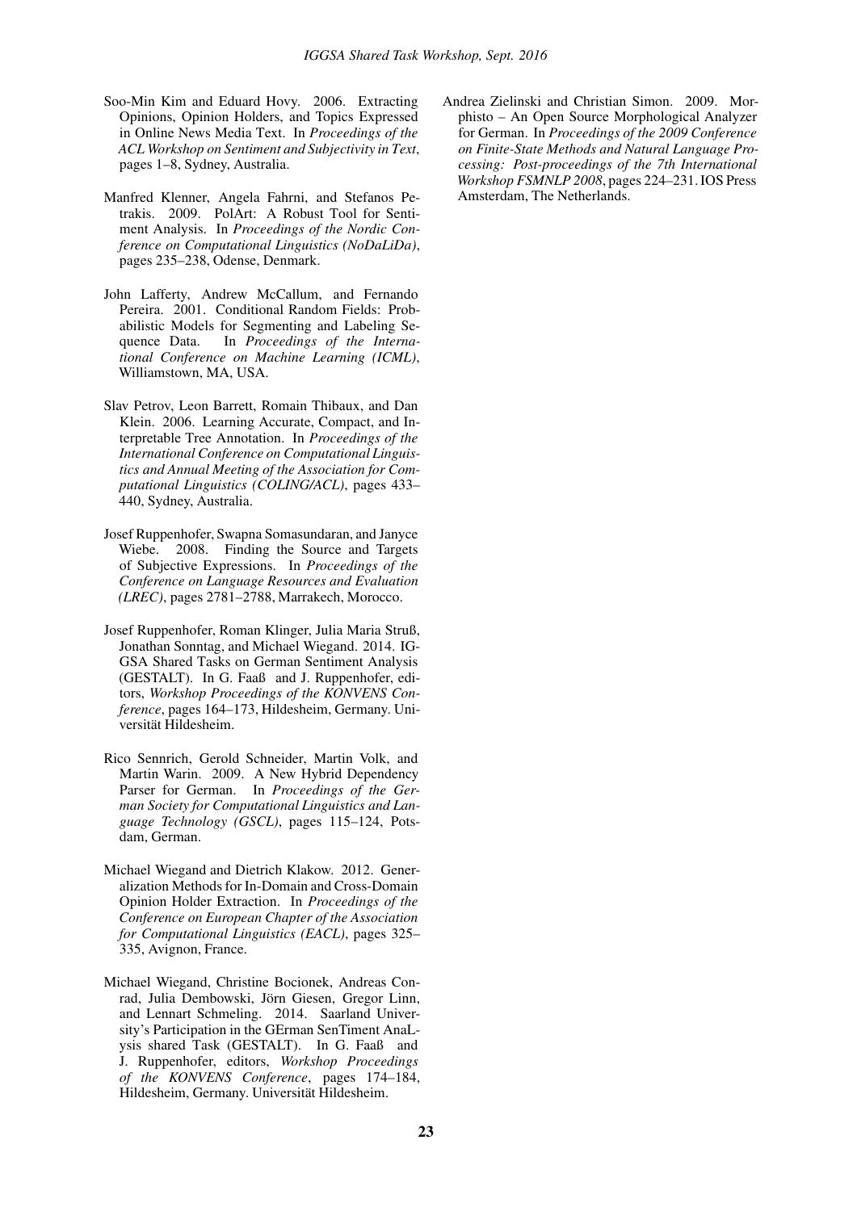Soo-Min Kim and Eduard Hovy. 2006. Extracting Opinions, Opinion Holders, and Topics Expressed in Online News Media Text. In *Proceedings of the ACL Workshop on Sentiment and Subjectivity in Text*, pages 1–8, Sydney, Australia.

Manfred Klenner, Angela Fahrni, and Stefanos Petrakis. 2009. PolArt: A Robust Tool for Sentiment Analysis. In *Proceedings of the Nordic Conference on Computational Linguistics (NoDaLiDa)*, pages 235–238, Odense, Denmark.

John Lafferty, Andrew McCallum, and Fernando Pereira. 2001. Conditional Random Fields: Probabilistic Models for Segmenting and Labeling Sequence Data. In *Proceedings of the International Conference on Machine Learning (ICML)*, Williamstown, MA, USA.

Slav Petrov, Leon Barrett, Romain Thibaux, and Dan Klein. 2006. Learning Accurate, Compact, and Interpretable Tree Annotation. In *Proceedings of the International Conference on Computational Linguistics and Annual Meeting of the Association for Computational Linguistics (COLING/ACL)*, pages 433–440, Sydney, Australia.

Josef Ruppenhofer, Swapna Somasundaran, and Janyce Wiebe. 2008. Finding the Source and Targets of Subjective Expressions. In *Proceedings of the Conference on Language Resources and Evaluation (LREC)*, pages 2781–2788, Marrakech, Morocco.

Josef Ruppenhofer, Roman Klinger, Julia Maria Struß, Jonathan Sonntag, and Michael Wiegand. 2014. IGGSA Shared Tasks on German Sentiment Analysis (GESTALT). In G. Faaß and J. Ruppenhofer, editors, *Workshop Proceedings of the KONVENS Conference*, pages 164–173, Hildesheim, Germany. Universität Hildesheim.

Rico Sennrich, Gerold Schneider, Martin Volk, and Martin Warin. 2009. A New Hybrid Dependency Parser for German. In *Proceedings of the German Society for Computational Linguistics and Language Technology (GSCL)*, pages 115–124, Potsdam, German.

Michael Wiegand and Dietrich Klakow. 2012. Generalization Methods for In-Domain and Cross-Domain Opinion Holder Extraction. In *Proceedings of the Conference on European Chapter of the Association for Computational Linguistics (EACL)*, pages 325–335, Avignon, France.

Michael Wiegand, Christine Bocionek, Andreas Conrad, Julia Dembowski, Jörn Giesen, Gregor Linn, and Lennart Schmeling. 2014. Saarland University's Participation in the GErman SenTiment AnaLysis shared Task (GESTALT). In G. Faaß and J. Ruppenhofer, editors, *Workshop Proceedings of the KONVENS Conference*, pages 174–184, Hildesheim, Germany. Universität Hildesheim.

Andrea Zielinski and Christian Simon. 2009. Morphisto – An Open Source Morphological Analyzer for German. In *Proceedings of the 2009 Conference on Finite-State Methods and Natural Language Processing: Post-proceedings of the 7th International Workshop FSMNLP 2008*, pages 224–231. IOS Press Amsterdam, The Netherlands.